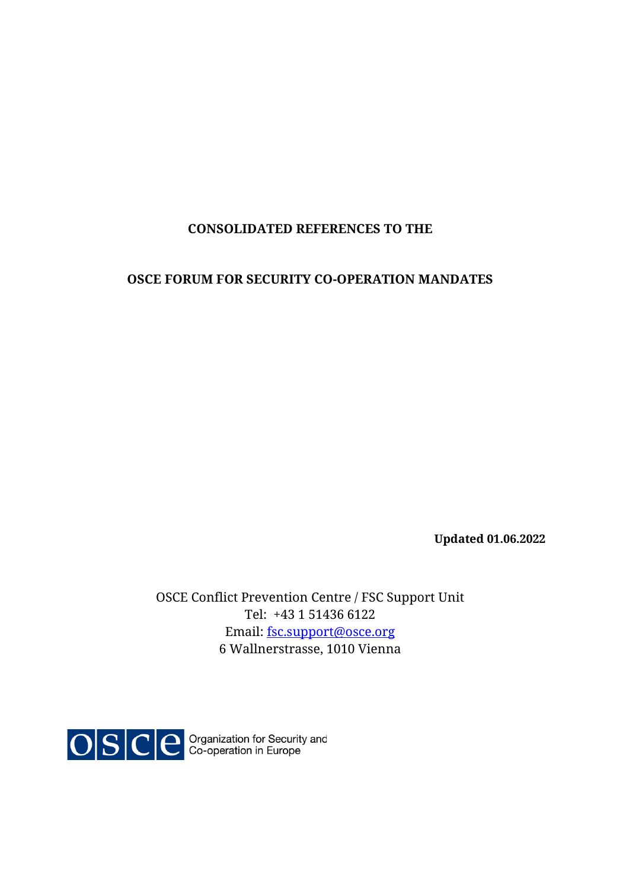**CONSOLIDATED REFERENCES TO THE**

**OSCE FORUM FOR SECURITY CO-OPERATION MANDATES**

**Updated 01.06.2022**

OSCE Conflict Prevention Centre / FSC Support Unit
Tel: +43 1 51436 6122
Email: fsc.support@osce.org
6 Wallnerstrasse, 1010 Vienna

OSCE Organization for Security and Co-operation in Europe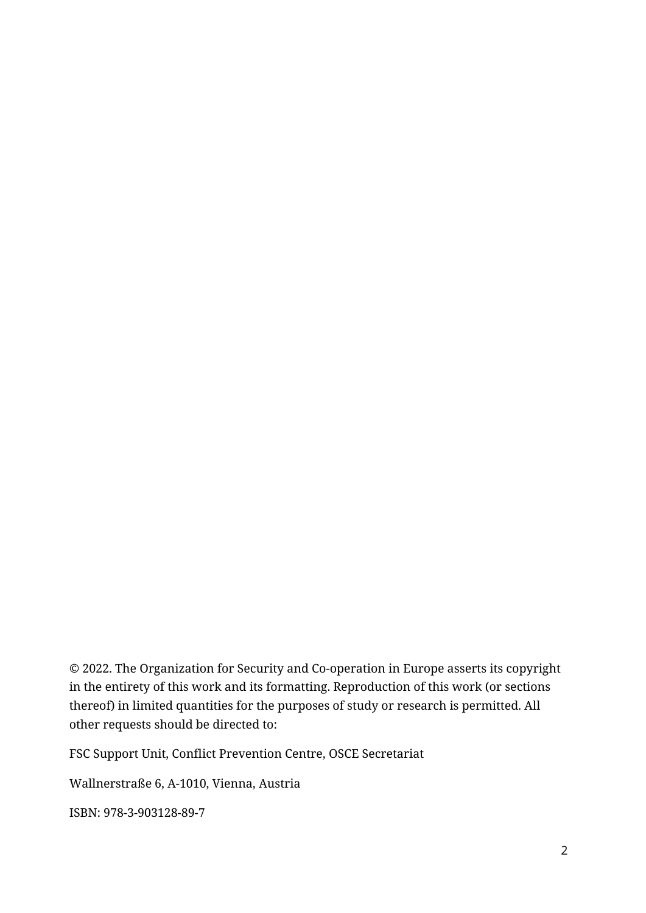© 2022. The Organization for Security and Co-operation in Europe asserts its copyright in the entirety of this work and its formatting. Reproduction of this work (or sections thereof) in limited quantities for the purposes of study or research is permitted. All other requests should be directed to:

FSC Support Unit, Conflict Prevention Centre, OSCE Secretariat

Wallnerstraße 6, A-1010, Vienna, Austria

ISBN: 978-3-903128-89-7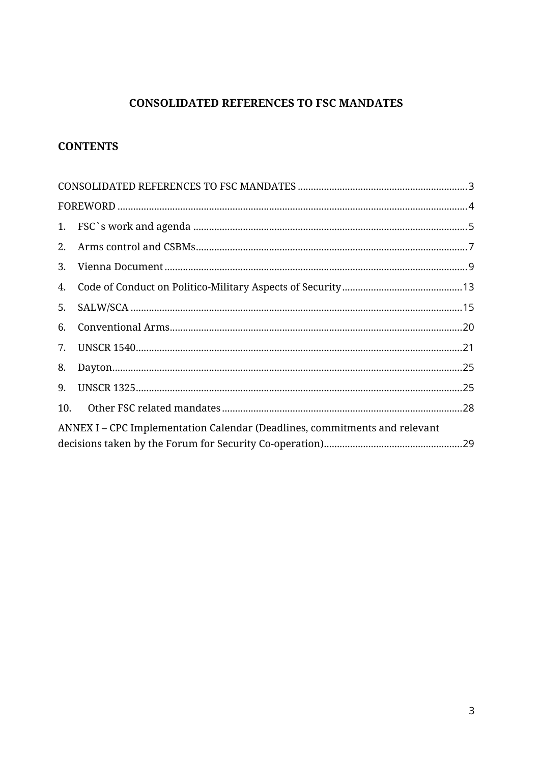# CONSOLIDATED REFERENCES TO FSC MANDATES

## CONTENTS

CONSOLIDATED REFERENCES TO FSC MANDATES ........................................................ 3

FOREWORD ........................................................................................................................ 4

1. FSC`s work and agenda ........................................................................................... 5
2. Arms control and CSBMs.......................................................................................... 7
3. Vienna Document ...................................................................................................... 9
4. Code of Conduct on Politico-Military Aspects of Security............................................ 13
5. SALW/SCA ............................................................................................................... 15
6. Conventional Arms.................................................................................................... 20
7. UNSCR 1540.............................................................................................................. 21
8. Dayton....................................................................................................................... 25
9. UNSCR 1325.............................................................................................................. 25
10. Other FSC related mandates ................................................................................... 28

ANNEX I – CPC Implementation Calendar (Deadlines, commitments and relevant decisions taken by the Forum for Security Co-operation)..................................................... 29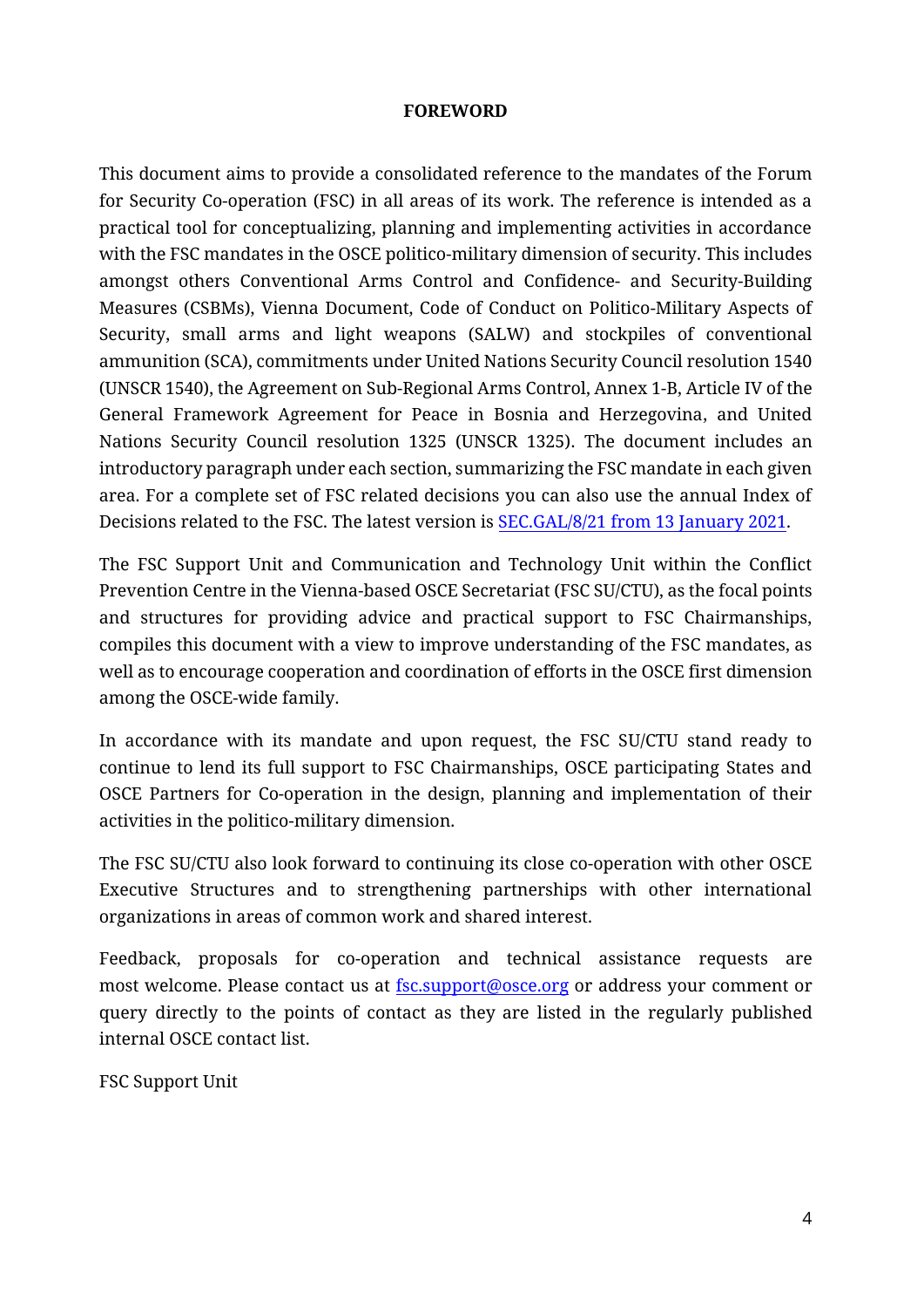**FOREWORD**

This document aims to provide a consolidated reference to the mandates of the Forum for Security Co-operation (FSC) in all areas of its work. The reference is intended as a practical tool for conceptualizing, planning and implementing activities in accordance with the FSC mandates in the OSCE politico-military dimension of security. This includes amongst others Conventional Arms Control and Confidence- and Security-Building Measures (CSBMs), Vienna Document, Code of Conduct on Politico-Military Aspects of Security, small arms and light weapons (SALW) and stockpiles of conventional ammunition (SCA), commitments under United Nations Security Council resolution 1540 (UNSCR 1540), the Agreement on Sub-Regional Arms Control, Annex 1-B, Article IV of the General Framework Agreement for Peace in Bosnia and Herzegovina, and United Nations Security Council resolution 1325 (UNSCR 1325). The document includes an introductory paragraph under each section, summarizing the FSC mandate in each given area. For a complete set of FSC related decisions you can also use the annual Index of Decisions related to the FSC. The latest version is [SEC.GAL/8/21 from 13 January 2021](#).

The FSC Support Unit and Communication and Technology Unit within the Conflict Prevention Centre in the Vienna-based OSCE Secretariat (FSC SU/CTU), as the focal points and structures for providing advice and practical support to FSC Chairmanships, compiles this document with a view to improve understanding of the FSC mandates, as well as to encourage cooperation and coordination of efforts in the OSCE first dimension among the OSCE-wide family.

In accordance with its mandate and upon request, the FSC SU/CTU stand ready to continue to lend its full support to FSC Chairmanships, OSCE participating States and OSCE Partners for Co-operation in the design, planning and implementation of their activities in the politico-military dimension.

The FSC SU/CTU also look forward to continuing its close co-operation with other OSCE Executive Structures and to strengthening partnerships with other international organizations in areas of common work and shared interest.

Feedback, proposals for co-operation and technical assistance requests are most welcome. Please contact us at fsc.support@osce.org or address your comment or query directly to the points of contact as they are listed in the regularly published internal OSCE contact list.

FSC Support Unit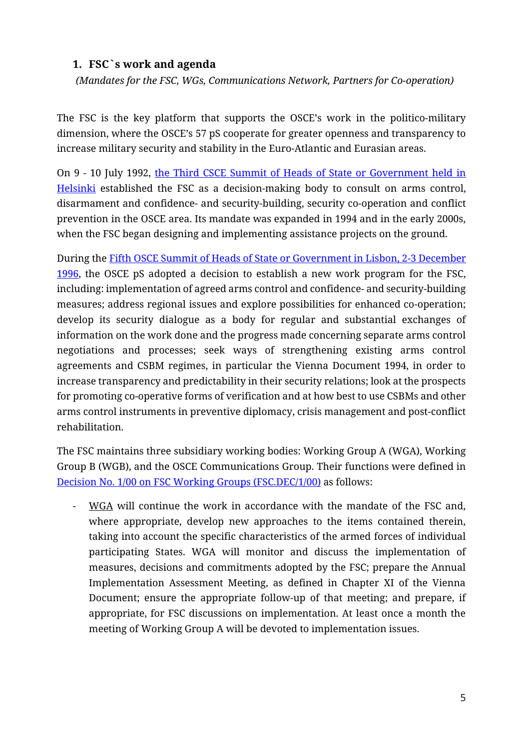## 1. FSC`s work and agenda

*(Mandates for the FSC, WGs, Communications Network, Partners for Co-operation)*

The FSC is the key platform that supports the OSCE's work in the politico-military dimension, where the OSCE's 57 pS cooperate for greater openness and transparency to increase military security and stability in the Euro-Atlantic and Eurasian areas.

On 9 - 10 July 1992, [the Third CSCE Summit of Heads of State or Government held in Helsinki](#) established the FSC as a decision-making body to consult on arms control, disarmament and confidence- and security-building, security co-operation and conflict prevention in the OSCE area. Its mandate was expanded in 1994 and in the early 2000s, when the FSC began designing and implementing assistance projects on the ground.

During the [Fifth OSCE Summit of Heads of State or Government in Lisbon, 2-3 December 1996](#), the OSCE pS adopted a decision to establish a new work program for the FSC, including: implementation of agreed arms control and confidence- and security-building measures; address regional issues and explore possibilities for enhanced co-operation; develop its security dialogue as a body for regular and substantial exchanges of information on the work done and the progress made concerning separate arms control negotiations and processes; seek ways of strengthening existing arms control agreements and CSBM regimes, in particular the Vienna Document 1994, in order to increase transparency and predictability in their security relations; look at the prospects for promoting co-operative forms of verification and at how best to use CSBMs and other arms control instruments in preventive diplomacy, crisis management and post-conflict rehabilitation.

The FSC maintains three subsidiary working bodies: Working Group A (WGA), Working Group B (WGB), and the OSCE Communications Group. Their functions were defined in [Decision No. 1/00 on FSC Working Groups (FSC.DEC/1/00)](#) as follows:

- WGA will continue the work in accordance with the mandate of the FSC and, where appropriate, develop new approaches to the items contained therein, taking into account the specific characteristics of the armed forces of individual participating States. WGA will monitor and discuss the implementation of measures, decisions and commitments adopted by the FSC; prepare the Annual Implementation Assessment Meeting, as defined in Chapter XI of the Vienna Document; ensure the appropriate follow-up of that meeting; and prepare, if appropriate, for FSC discussions on implementation. At least once a month the meeting of Working Group A will be devoted to implementation issues.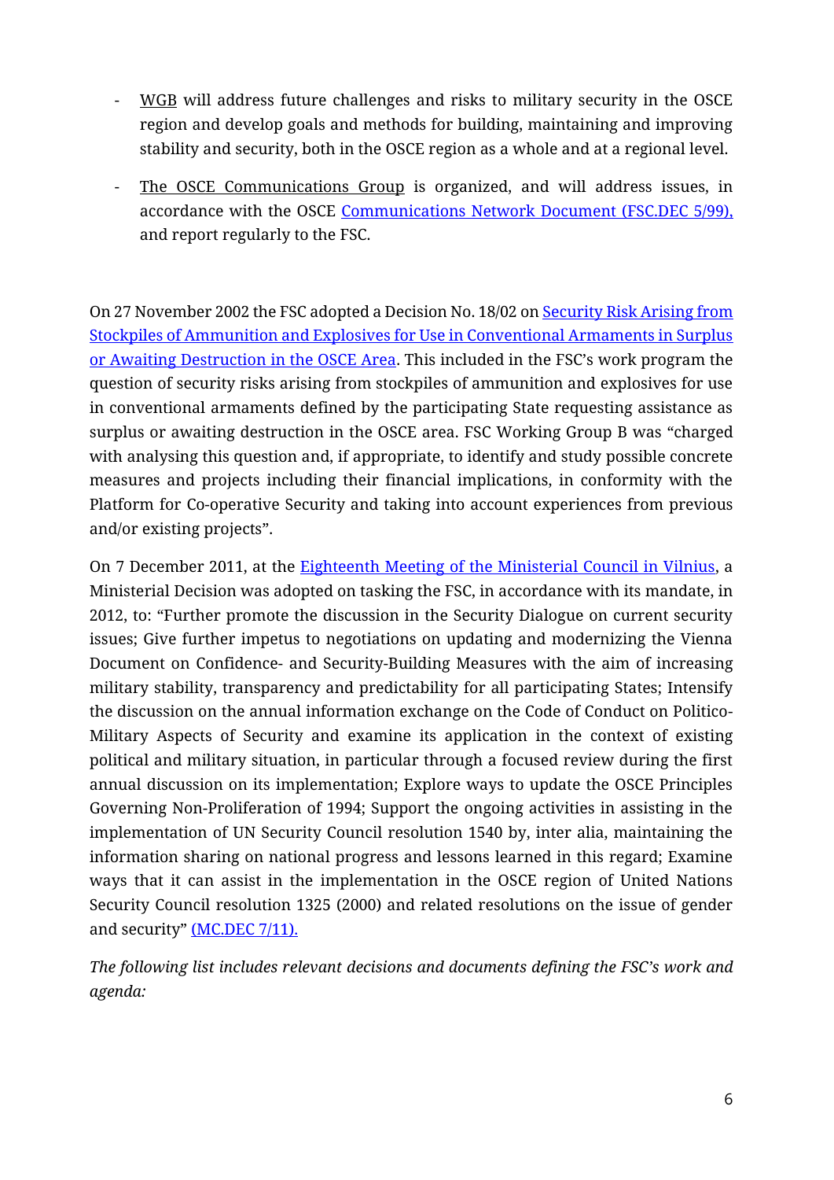- WGB will address future challenges and risks to military security in the OSCE region and develop goals and methods for building, maintaining and improving stability and security, both in the OSCE region as a whole and at a regional level.

- The OSCE Communications Group is organized, and will address issues, in accordance with the OSCE Communications Network Document (FSC.DEC 5/99), and report regularly to the FSC.

On 27 November 2002 the FSC adopted a Decision No. 18/02 on Security Risk Arising from Stockpiles of Ammunition and Explosives for Use in Conventional Armaments in Surplus or Awaiting Destruction in the OSCE Area. This included in the FSC's work program the question of security risks arising from stockpiles of ammunition and explosives for use in conventional armaments defined by the participating State requesting assistance as surplus or awaiting destruction in the OSCE area. FSC Working Group B was "charged with analysing this question and, if appropriate, to identify and study possible concrete measures and projects including their financial implications, in conformity with the Platform for Co-operative Security and taking into account experiences from previous and/or existing projects".

On 7 December 2011, at the Eighteenth Meeting of the Ministerial Council in Vilnius, a Ministerial Decision was adopted on tasking the FSC, in accordance with its mandate, in 2012, to: "Further promote the discussion in the Security Dialogue on current security issues; Give further impetus to negotiations on updating and modernizing the Vienna Document on Confidence- and Security-Building Measures with the aim of increasing military stability, transparency and predictability for all participating States; Intensify the discussion on the annual information exchange on the Code of Conduct on Politico-Military Aspects of Security and examine its application in the context of existing political and military situation, in particular through a focused review during the first annual discussion on its implementation; Explore ways to update the OSCE Principles Governing Non-Proliferation of 1994; Support the ongoing activities in assisting in the implementation of UN Security Council resolution 1540 by, inter alia, maintaining the information sharing on national progress and lessons learned in this regard; Examine ways that it can assist in the implementation in the OSCE region of United Nations Security Council resolution 1325 (2000) and related resolutions on the issue of gender and security" (MC.DEC 7/11).

*The following list includes relevant decisions and documents defining the FSC's work and agenda:*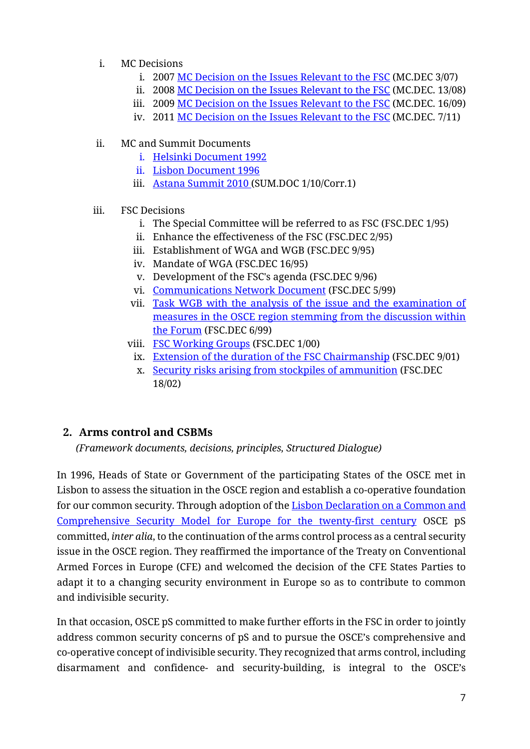i. MC Decisions
    i. 2007 MC Decision on the Issues Relevant to the FSC (MC.DEC 3/07)
    ii. 2008 MC Decision on the Issues Relevant to the FSC (MC.DEC. 13/08)
    iii. 2009 MC Decision on the Issues Relevant to the FSC (MC.DEC. 16/09)
    iv. 2011 MC Decision on the Issues Relevant to the FSC (MC.DEC. 7/11)

ii. MC and Summit Documents
    i. Helsinki Document 1992
    ii. Lisbon Document 1996
    iii. Astana Summit 2010 (SUM.DOC 1/10/Corr.1)

iii. FSC Decisions
    i. The Special Committee will be referred to as FSC (FSC.DEC 1/95)
    ii. Enhance the effectiveness of the FSC (FSC.DEC 2/95)
    iii. Establishment of WGA and WGB (FSC.DEC 9/95)
    iv. Mandate of WGA (FSC.DEC 16/95)
    v. Development of the FSC's agenda (FSC.DEC 9/96)
    vi. Communications Network Document (FSC.DEC 5/99)
    vii. Task WGB with the analysis of the issue and the examination of measures in the OSCE region stemming from the discussion within the Forum (FSC.DEC 6/99)
    viii. FSC Working Groups (FSC.DEC 1/00)
    ix. Extension of the duration of the FSC Chairmanship (FSC.DEC 9/01)
    x. Security risks arising from stockpiles of ammunition (FSC.DEC 18/02)

## 2. Arms control and CSBMs

*(Framework documents, decisions, principles, Structured Dialogue)*

In 1996, Heads of State or Government of the participating States of the OSCE met in Lisbon to assess the situation in the OSCE region and establish a co-operative foundation for our common security. Through adoption of the Lisbon Declaration on a Common and Comprehensive Security Model for Europe for the twenty-first century OSCE pS committed, *inter alia*, to the continuation of the arms control process as a central security issue in the OSCE region. They reaffirmed the importance of the Treaty on Conventional Armed Forces in Europe (CFE) and welcomed the decision of the CFE States Parties to adapt it to a changing security environment in Europe so as to contribute to common and indivisible security.

In that occasion, OSCE pS committed to make further efforts in the FSC in order to jointly address common security concerns of pS and to pursue the OSCE's comprehensive and co-operative concept of indivisible security. They recognized that arms control, including disarmament and confidence- and security-building, is integral to the OSCE's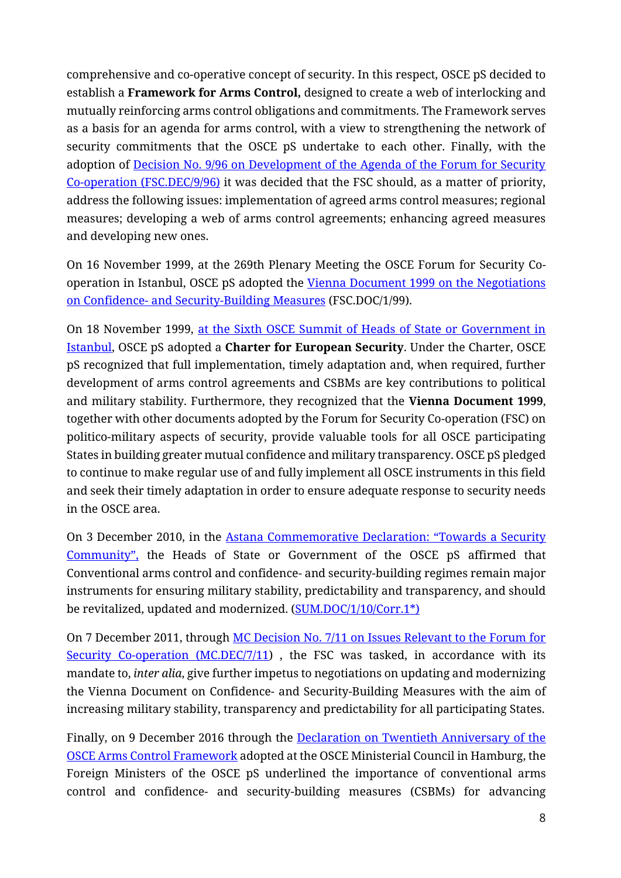comprehensive and co-operative concept of security. In this respect, OSCE pS decided to establish a **Framework for Arms Control,** designed to create a web of interlocking and mutually reinforcing arms control obligations and commitments. The Framework serves as a basis for an agenda for arms control, with a view to strengthening the network of security commitments that the OSCE pS undertake to each other. Finally, with the adoption of Decision No. 9/96 on Development of the Agenda of the Forum for Security Co-operation (FSC.DEC/9/96) it was decided that the FSC should, as a matter of priority, address the following issues: implementation of agreed arms control measures; regional measures; developing a web of arms control agreements; enhancing agreed measures and developing new ones.

On 16 November 1999, at the 269th Plenary Meeting the OSCE Forum for Security Co-operation in Istanbul, OSCE pS adopted the Vienna Document 1999 on the Negotiations on Confidence- and Security-Building Measures (FSC.DOC/1/99).

On 18 November 1999, at the Sixth OSCE Summit of Heads of State or Government in Istanbul, OSCE pS adopted a **Charter for European Security**. Under the Charter, OSCE pS recognized that full implementation, timely adaptation and, when required, further development of arms control agreements and CSBMs are key contributions to political and military stability. Furthermore, they recognized that the **Vienna Document 1999**, together with other documents adopted by the Forum for Security Co-operation (FSC) on politico-military aspects of security, provide valuable tools for all OSCE participating States in building greater mutual confidence and military transparency. OSCE pS pledged to continue to make regular use of and fully implement all OSCE instruments in this field and seek their timely adaptation in order to ensure adequate response to security needs in the OSCE area.

On 3 December 2010, in the Astana Commemorative Declaration: "Towards a Security Community", the Heads of State or Government of the OSCE pS affirmed that Conventional arms control and confidence- and security-building regimes remain major instruments for ensuring military stability, predictability and transparency, and should be revitalized, updated and modernized. (SUM.DOC/1/10/Corr.1*)

On 7 December 2011, through MC Decision No. 7/11 on Issues Relevant to the Forum for Security Co-operation (MC.DEC/7/11) , the FSC was tasked, in accordance with its mandate to, *inter alia*, give further impetus to negotiations on updating and modernizing the Vienna Document on Confidence- and Security-Building Measures with the aim of increasing military stability, transparency and predictability for all participating States.

Finally, on 9 December 2016 through the Declaration on Twentieth Anniversary of the OSCE Arms Control Framework adopted at the OSCE Ministerial Council in Hamburg, the Foreign Ministers of the OSCE pS underlined the importance of conventional arms control and confidence- and security-building measures (CSBMs) for advancing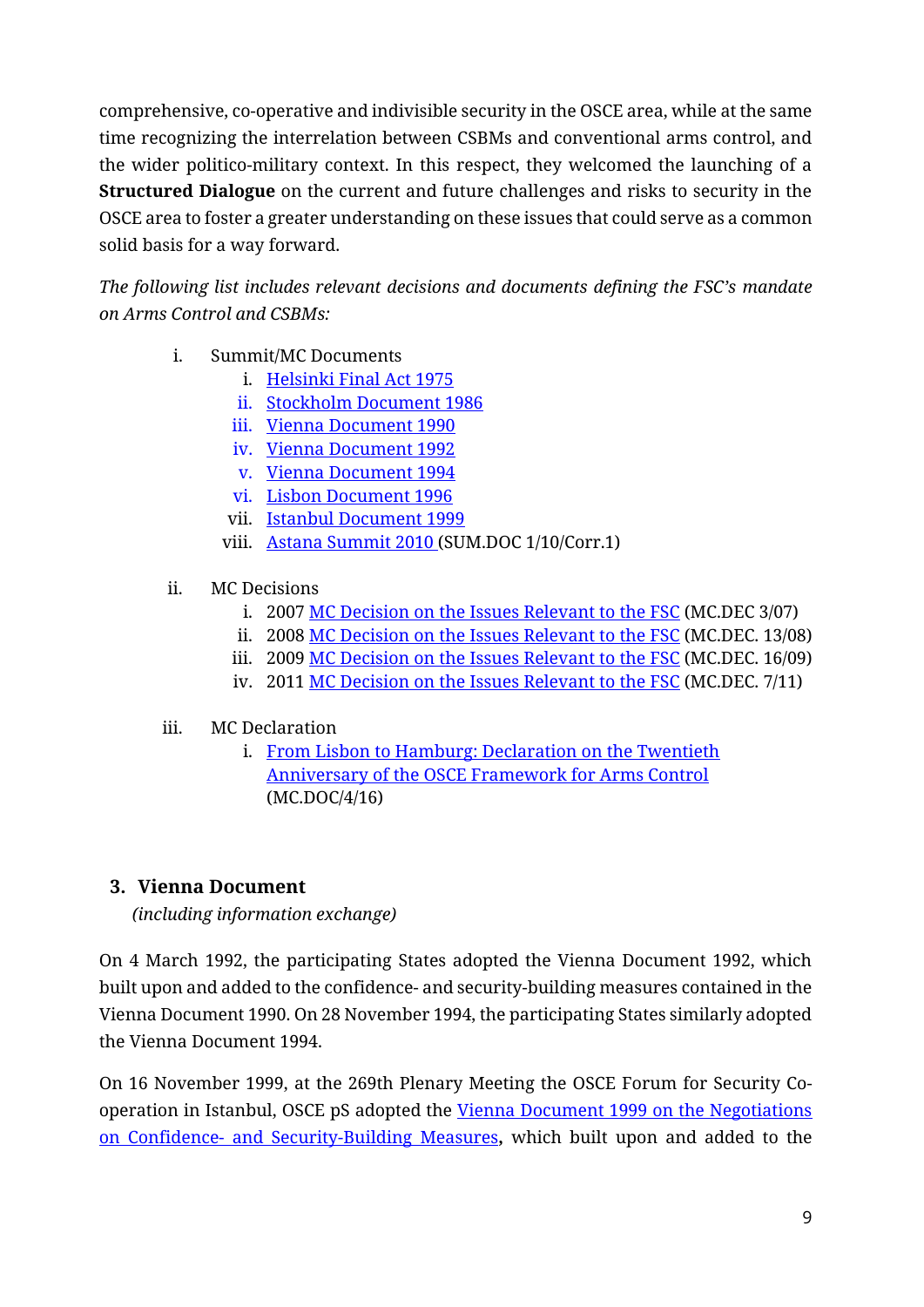comprehensive, co-operative and indivisible security in the OSCE area, while at the same time recognizing the interrelation between CSBMs and conventional arms control, and the wider politico-military context. In this respect, they welcomed the launching of a **Structured Dialogue** on the current and future challenges and risks to security in the OSCE area to foster a greater understanding on these issues that could serve as a common solid basis for a way forward.

*The following list includes relevant decisions and documents defining the FSC's mandate on Arms Control and CSBMs:*

i. Summit/MC Documents
   i. Helsinki Final Act 1975
   ii. Stockholm Document 1986
   iii. Vienna Document 1990
   iv. Vienna Document 1992
   v. Vienna Document 1994
   vi. Lisbon Document 1996
   vii. Istanbul Document 1999
   viii. Astana Summit 2010 (SUM.DOC 1/10/Corr.1)

ii. MC Decisions
   i. 2007 MC Decision on the Issues Relevant to the FSC (MC.DEC 3/07)
   ii. 2008 MC Decision on the Issues Relevant to the FSC (MC.DEC. 13/08)
   iii. 2009 MC Decision on the Issues Relevant to the FSC (MC.DEC. 16/09)
   iv. 2011 MC Decision on the Issues Relevant to the FSC (MC.DEC. 7/11)

iii. MC Declaration
   i. From Lisbon to Hamburg: Declaration on the Twentieth Anniversary of the OSCE Framework for Arms Control (MC.DOC/4/16)

## 3. Vienna Document

*(including information exchange)*

On 4 March 1992, the participating States adopted the Vienna Document 1992, which built upon and added to the confidence- and security-building measures contained in the Vienna Document 1990. On 28 November 1994, the participating States similarly adopted the Vienna Document 1994.

On 16 November 1999, at the 269th Plenary Meeting the OSCE Forum for Security Co-operation in Istanbul, OSCE pS adopted the Vienna Document 1999 on the Negotiations on Confidence- and Security-Building Measures**,** which built upon and added to the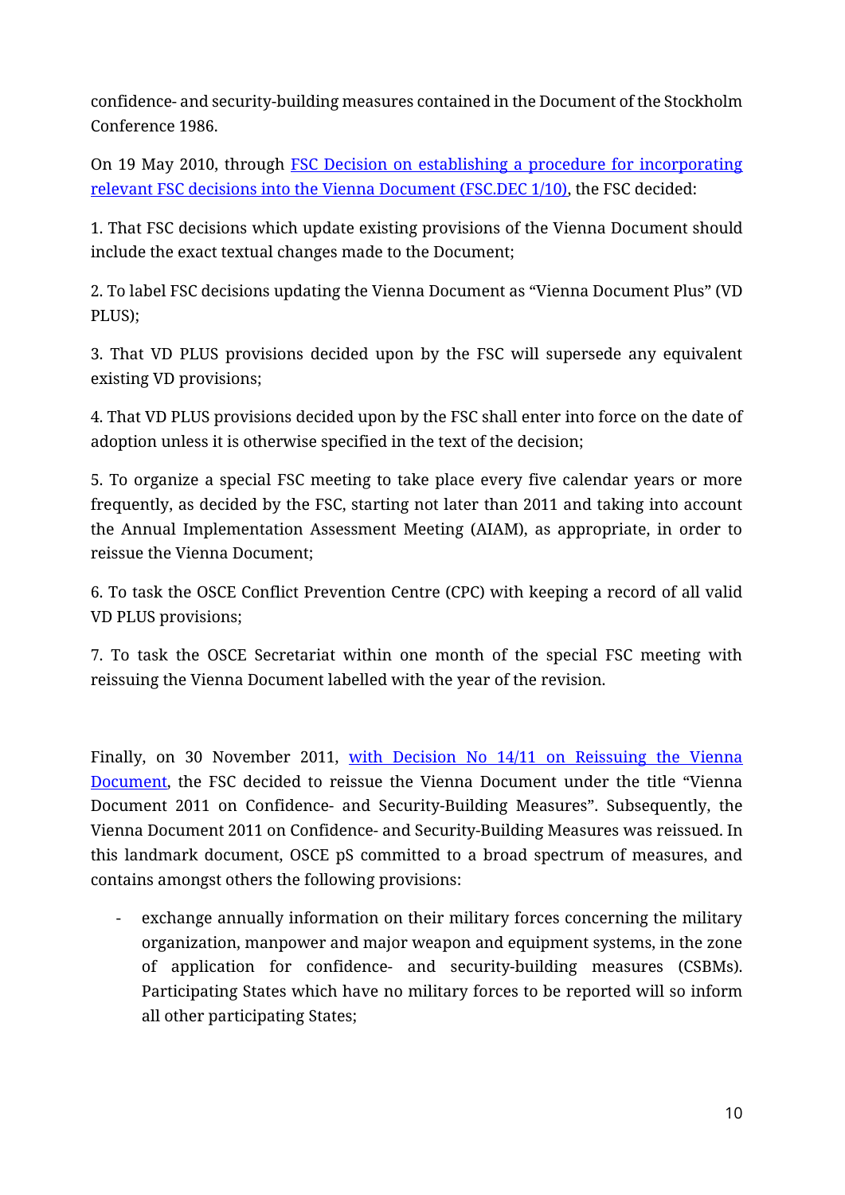confidence- and security-building measures contained in the Document of the Stockholm Conference 1986.

On 19 May 2010, through [FSC Decision on establishing a procedure for incorporating relevant FSC decisions into the Vienna Document (FSC.DEC 1/10)](), the FSC decided:

1. That FSC decisions which update existing provisions of the Vienna Document should include the exact textual changes made to the Document;

2. To label FSC decisions updating the Vienna Document as "Vienna Document Plus" (VD PLUS);

3. That VD PLUS provisions decided upon by the FSC will supersede any equivalent existing VD provisions;

4. That VD PLUS provisions decided upon by the FSC shall enter into force on the date of adoption unless it is otherwise specified in the text of the decision;

5. To organize a special FSC meeting to take place every five calendar years or more frequently, as decided by the FSC, starting not later than 2011 and taking into account the Annual Implementation Assessment Meeting (AIAM), as appropriate, in order to reissue the Vienna Document;

6. To task the OSCE Conflict Prevention Centre (CPC) with keeping a record of all valid VD PLUS provisions;

7. To task the OSCE Secretariat within one month of the special FSC meeting with reissuing the Vienna Document labelled with the year of the revision.

Finally, on 30 November 2011, [with Decision No 14/11 on Reissuing the Vienna Document](), the FSC decided to reissue the Vienna Document under the title "Vienna Document 2011 on Confidence- and Security-Building Measures". Subsequently, the Vienna Document 2011 on Confidence- and Security-Building Measures was reissued. In this landmark document, OSCE pS committed to a broad spectrum of measures, and contains amongst others the following provisions:

- exchange annually information on their military forces concerning the military organization, manpower and major weapon and equipment systems, in the zone of application for confidence- and security-building measures (CSBMs). Participating States which have no military forces to be reported will so inform all other participating States;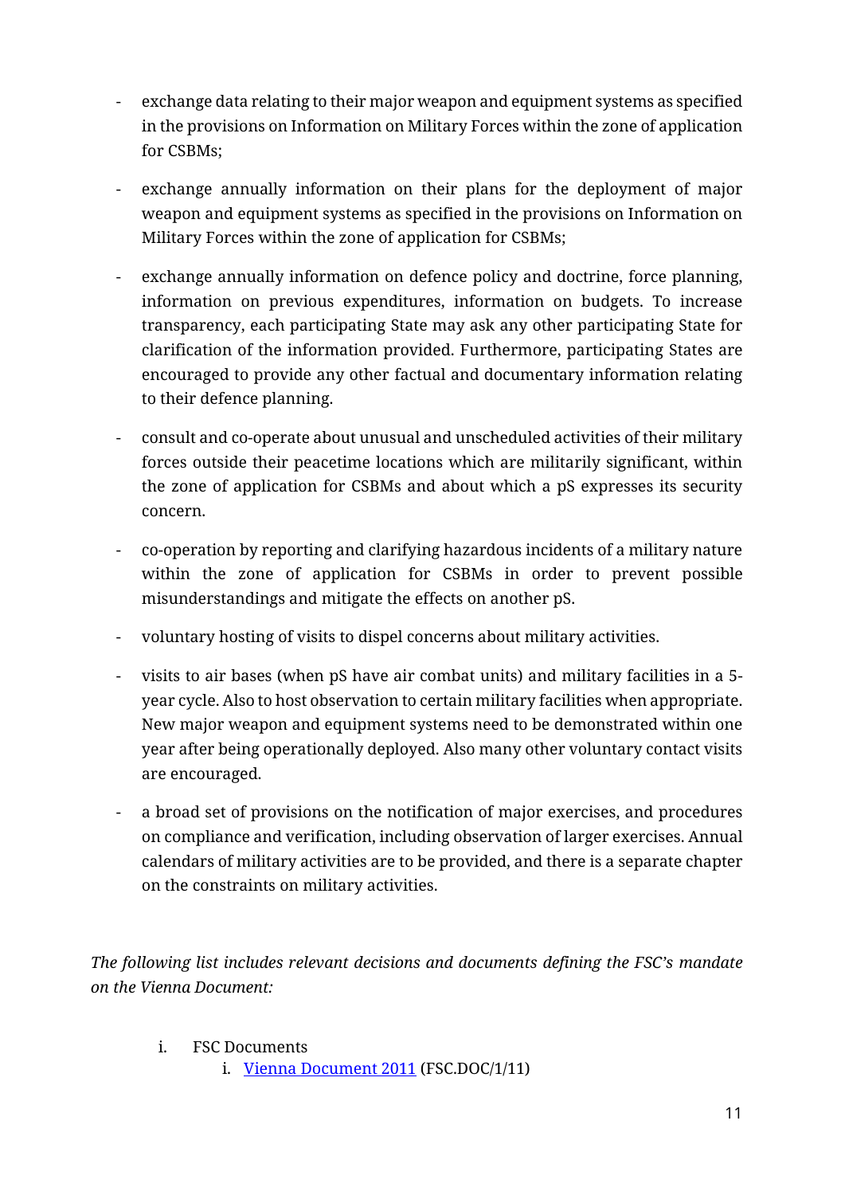- exchange data relating to their major weapon and equipment systems as specified in the provisions on Information on Military Forces within the zone of application for CSBMs;

- exchange annually information on their plans for the deployment of major weapon and equipment systems as specified in the provisions on Information on Military Forces within the zone of application for CSBMs;

- exchange annually information on defence policy and doctrine, force planning, information on previous expenditures, information on budgets. To increase transparency, each participating State may ask any other participating State for clarification of the information provided. Furthermore, participating States are encouraged to provide any other factual and documentary information relating to their defence planning.

- consult and co-operate about unusual and unscheduled activities of their military forces outside their peacetime locations which are militarily significant, within the zone of application for CSBMs and about which a pS expresses its security concern.

- co-operation by reporting and clarifying hazardous incidents of a military nature within the zone of application for CSBMs in order to prevent possible misunderstandings and mitigate the effects on another pS.

- voluntary hosting of visits to dispel concerns about military activities.

- visits to air bases (when pS have air combat units) and military facilities in a 5-year cycle. Also to host observation to certain military facilities when appropriate. New major weapon and equipment systems need to be demonstrated within one year after being operationally deployed. Also many other voluntary contact visits are encouraged.

- a broad set of provisions on the notification of major exercises, and procedures on compliance and verification, including observation of larger exercises. Annual calendars of military activities are to be provided, and there is a separate chapter on the constraints on military activities.

*The following list includes relevant decisions and documents defining the FSC's mandate on the Vienna Document:*

i. FSC Documents
    i. [Vienna Document 2011](Vienna Document 2011) (FSC.DOC/1/11)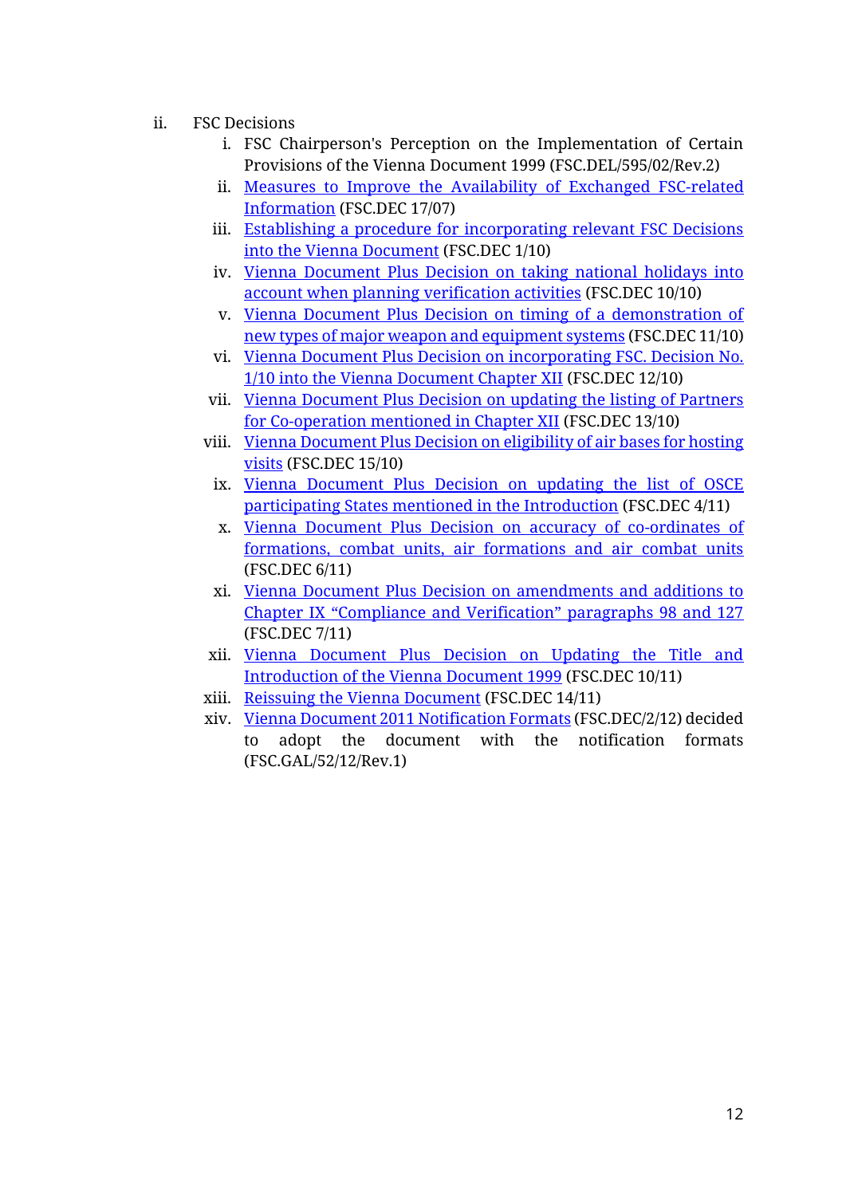ii. FSC Decisions

   i. FSC Chairperson's Perception on the Implementation of Certain Provisions of the Vienna Document 1999 (FSC.DEL/595/02/Rev.2)
   ii. Measures to Improve the Availability of Exchanged FSC-related Information (FSC.DEC 17/07)
   iii. Establishing a procedure for incorporating relevant FSC Decisions into the Vienna Document (FSC.DEC 1/10)
   iv. Vienna Document Plus Decision on taking national holidays into account when planning verification activities (FSC.DEC 10/10)
   v. Vienna Document Plus Decision on timing of a demonstration of new types of major weapon and equipment systems (FSC.DEC 11/10)
   vi. Vienna Document Plus Decision on incorporating FSC. Decision No. 1/10 into the Vienna Document Chapter XII (FSC.DEC 12/10)
   vii. Vienna Document Plus Decision on updating the listing of Partners for Co-operation mentioned in Chapter XII (FSC.DEC 13/10)
   viii. Vienna Document Plus Decision on eligibility of air bases for hosting visits (FSC.DEC 15/10)
   ix. Vienna Document Plus Decision on updating the list of OSCE participating States mentioned in the Introduction (FSC.DEC 4/11)
   x. Vienna Document Plus Decision on accuracy of co-ordinates of formations, combat units, air formations and air combat units (FSC.DEC 6/11)
   xi. Vienna Document Plus Decision on amendments and additions to Chapter IX "Compliance and Verification" paragraphs 98 and 127 (FSC.DEC 7/11)
   xii. Vienna Document Plus Decision on Updating the Title and Introduction of the Vienna Document 1999 (FSC.DEC 10/11)
   xiii. Reissuing the Vienna Document (FSC.DEC 14/11)
   xiv. Vienna Document 2011 Notification Formats (FSC.DEC/2/12) decided to adopt the document with the notification formats (FSC.GAL/52/12/Rev.1)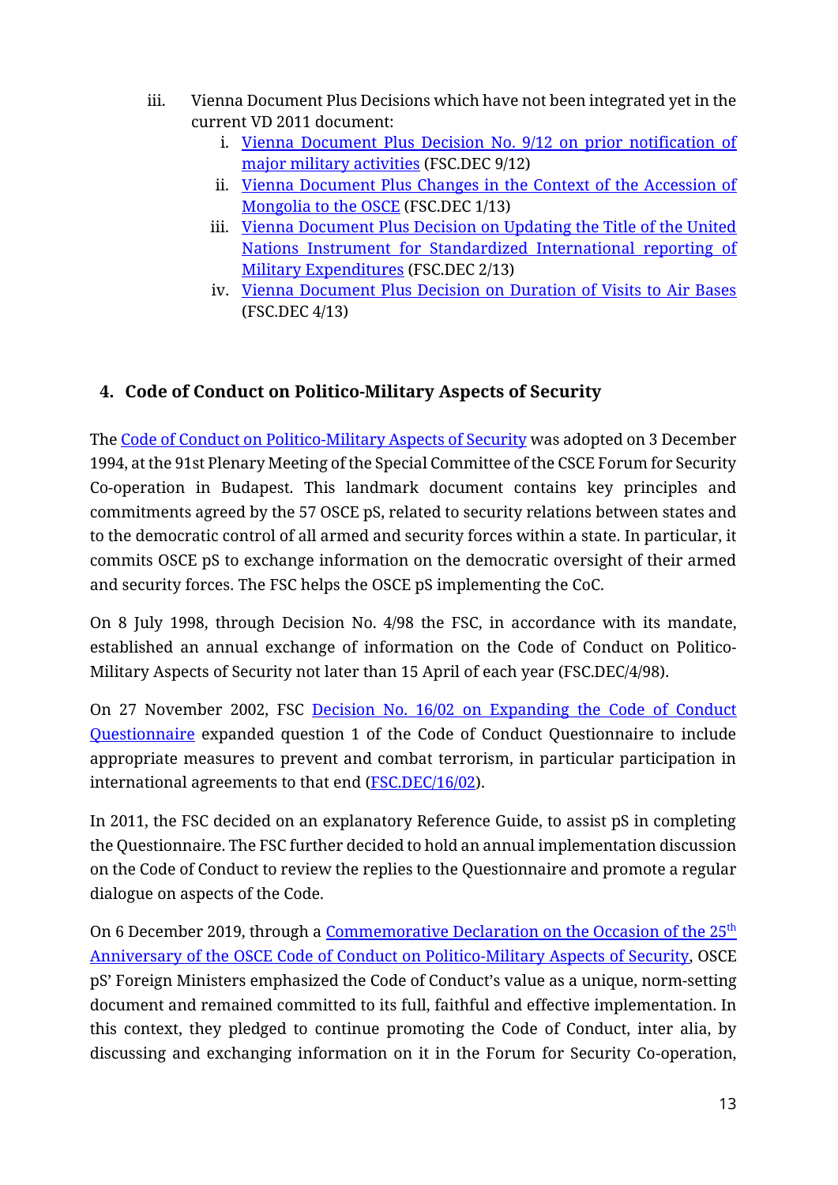iii. Vienna Document Plus Decisions which have not been integrated yet in the current VD 2011 document:
   i. Vienna Document Plus Decision No. 9/12 on prior notification of major military activities (FSC.DEC 9/12)
   ii. Vienna Document Plus Changes in the Context of the Accession of Mongolia to the OSCE (FSC.DEC 1/13)
   iii. Vienna Document Plus Decision on Updating the Title of the United Nations Instrument for Standardized International reporting of Military Expenditures (FSC.DEC 2/13)
   iv. Vienna Document Plus Decision on Duration of Visits to Air Bases (FSC.DEC 4/13)

## 4. Code of Conduct on Politico-Military Aspects of Security

The Code of Conduct on Politico-Military Aspects of Security was adopted on 3 December 1994, at the 91st Plenary Meeting of the Special Committee of the CSCE Forum for Security Co-operation in Budapest. This landmark document contains key principles and commitments agreed by the 57 OSCE pS, related to security relations between states and to the democratic control of all armed and security forces within a state. In particular, it commits OSCE pS to exchange information on the democratic oversight of their armed and security forces. The FSC helps the OSCE pS implementing the CoC.

On 8 July 1998, through Decision No. 4/98 the FSC, in accordance with its mandate, established an annual exchange of information on the Code of Conduct on Politico-Military Aspects of Security not later than 15 April of each year (FSC.DEC/4/98).

On 27 November 2002, FSC Decision No. 16/02 on Expanding the Code of Conduct Questionnaire expanded question 1 of the Code of Conduct Questionnaire to include appropriate measures to prevent and combat terrorism, in particular participation in international agreements to that end (FSC.DEC/16/02).

In 2011, the FSC decided on an explanatory Reference Guide, to assist pS in completing the Questionnaire. The FSC further decided to hold an annual implementation discussion on the Code of Conduct to review the replies to the Questionnaire and promote a regular dialogue on aspects of the Code.

On 6 December 2019, through a Commemorative Declaration on the Occasion of the 25th Anniversary of the OSCE Code of Conduct on Politico-Military Aspects of Security, OSCE pS' Foreign Ministers emphasized the Code of Conduct's value as a unique, norm-setting document and remained committed to its full, faithful and effective implementation. In this context, they pledged to continue promoting the Code of Conduct, inter alia, by discussing and exchanging information on it in the Forum for Security Co-operation,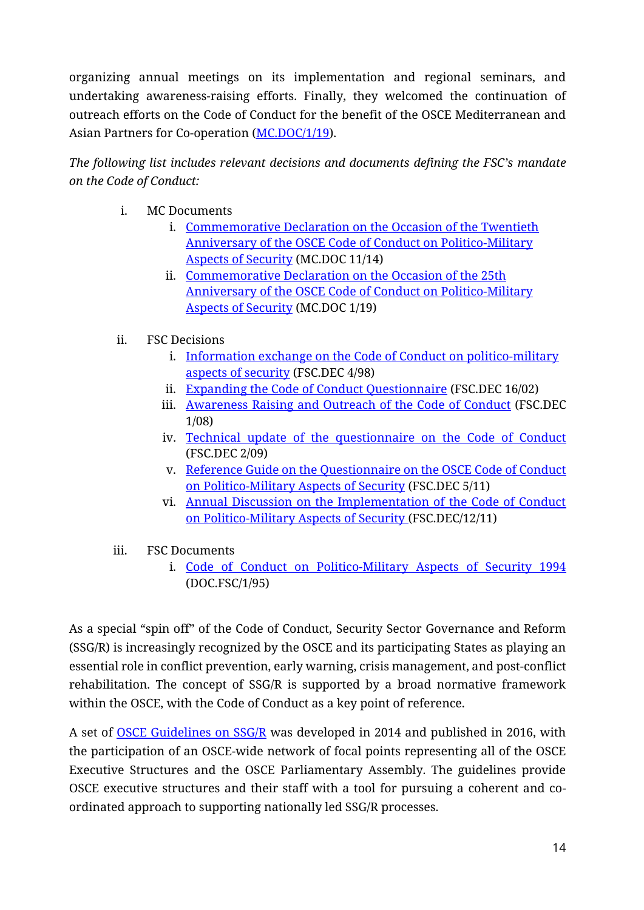organizing annual meetings on its implementation and regional seminars, and undertaking awareness-raising efforts. Finally, they welcomed the continuation of outreach efforts on the Code of Conduct for the benefit of the OSCE Mediterranean and Asian Partners for Co-operation (MC.DOC/1/19).

*The following list includes relevant decisions and documents defining the FSC's mandate on the Code of Conduct:*

i. MC Documents
   i. Commemorative Declaration on the Occasion of the Twentieth Anniversary of the OSCE Code of Conduct on Politico-Military Aspects of Security (MC.DOC 11/14)
   ii. Commemorative Declaration on the Occasion of the 25th Anniversary of the OSCE Code of Conduct on Politico-Military Aspects of Security (MC.DOC 1/19)

ii. FSC Decisions
   i. Information exchange on the Code of Conduct on politico-military aspects of security (FSC.DEC 4/98)
   ii. Expanding the Code of Conduct Questionnaire (FSC.DEC 16/02)
   iii. Awareness Raising and Outreach of the Code of Conduct (FSC.DEC 1/08)
   iv. Technical update of the questionnaire on the Code of Conduct (FSC.DEC 2/09)
   v. Reference Guide on the Questionnaire on the OSCE Code of Conduct on Politico-Military Aspects of Security (FSC.DEC 5/11)
   vi. Annual Discussion on the Implementation of the Code of Conduct on Politico-Military Aspects of Security (FSC.DEC/12/11)

iii. FSC Documents
   i. Code of Conduct on Politico-Military Aspects of Security 1994 (DOC.FSC/1/95)

As a special "spin off" of the Code of Conduct, Security Sector Governance and Reform (SSG/R) is increasingly recognized by the OSCE and its participating States as playing an essential role in conflict prevention, early warning, crisis management, and post-conflict rehabilitation. The concept of SSG/R is supported by a broad normative framework within the OSCE, with the Code of Conduct as a key point of reference.

A set of OSCE Guidelines on SSG/R was developed in 2014 and published in 2016, with the participation of an OSCE-wide network of focal points representing all of the OSCE Executive Structures and the OSCE Parliamentary Assembly. The guidelines provide OSCE executive structures and their staff with a tool for pursuing a coherent and co-ordinated approach to supporting nationally led SSG/R processes.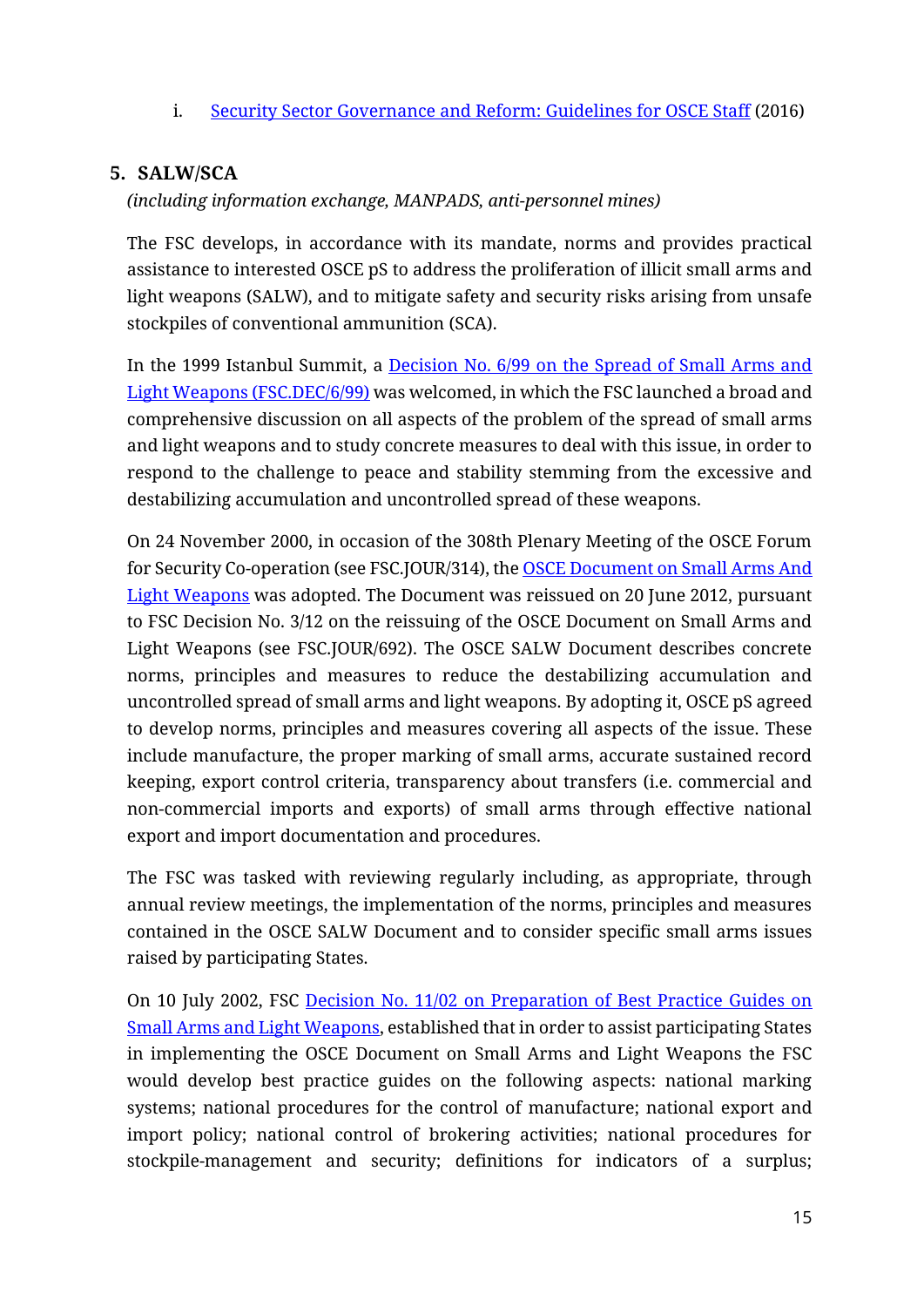i. [Security Sector Governance and Reform: Guidelines for OSCE Staff](#) (2016)

## 5. SALW/SCA

*(including information exchange, MANPADS, anti-personnel mines)*

The FSC develops, in accordance with its mandate, norms and provides practical assistance to interested OSCE pS to address the proliferation of illicit small arms and light weapons (SALW), and to mitigate safety and security risks arising from unsafe stockpiles of conventional ammunition (SCA).

In the 1999 Istanbul Summit, a [Decision No. 6/99 on the Spread of Small Arms and Light Weapons (FSC.DEC/6/99)](#) was welcomed, in which the FSC launched a broad and comprehensive discussion on all aspects of the problem of the spread of small arms and light weapons and to study concrete measures to deal with this issue, in order to respond to the challenge to peace and stability stemming from the excessive and destabilizing accumulation and uncontrolled spread of these weapons.

On 24 November 2000, in occasion of the 308th Plenary Meeting of the OSCE Forum for Security Co-operation (see FSC.JOUR/314), the [OSCE Document on Small Arms And Light Weapons](#) was adopted. The Document was reissued on 20 June 2012, pursuant to FSC Decision No. 3/12 on the reissuing of the OSCE Document on Small Arms and Light Weapons (see FSC.JOUR/692). The OSCE SALW Document describes concrete norms, principles and measures to reduce the destabilizing accumulation and uncontrolled spread of small arms and light weapons. By adopting it, OSCE pS agreed to develop norms, principles and measures covering all aspects of the issue. These include manufacture, the proper marking of small arms, accurate sustained record keeping, export control criteria, transparency about transfers (i.e. commercial and non-commercial imports and exports) of small arms through effective national export and import documentation and procedures.

The FSC was tasked with reviewing regularly including, as appropriate, through annual review meetings, the implementation of the norms, principles and measures contained in the OSCE SALW Document and to consider specific small arms issues raised by participating States.

On 10 July 2002, FSC [Decision No. 11/02 on Preparation of Best Practice Guides on Small Arms and Light Weapons](#), established that in order to assist participating States in implementing the OSCE Document on Small Arms and Light Weapons the FSC would develop best practice guides on the following aspects: national marking systems; national procedures for the control of manufacture; national export and import policy; national control of brokering activities; national procedures for stockpile-management and security; definitions for indicators of a surplus;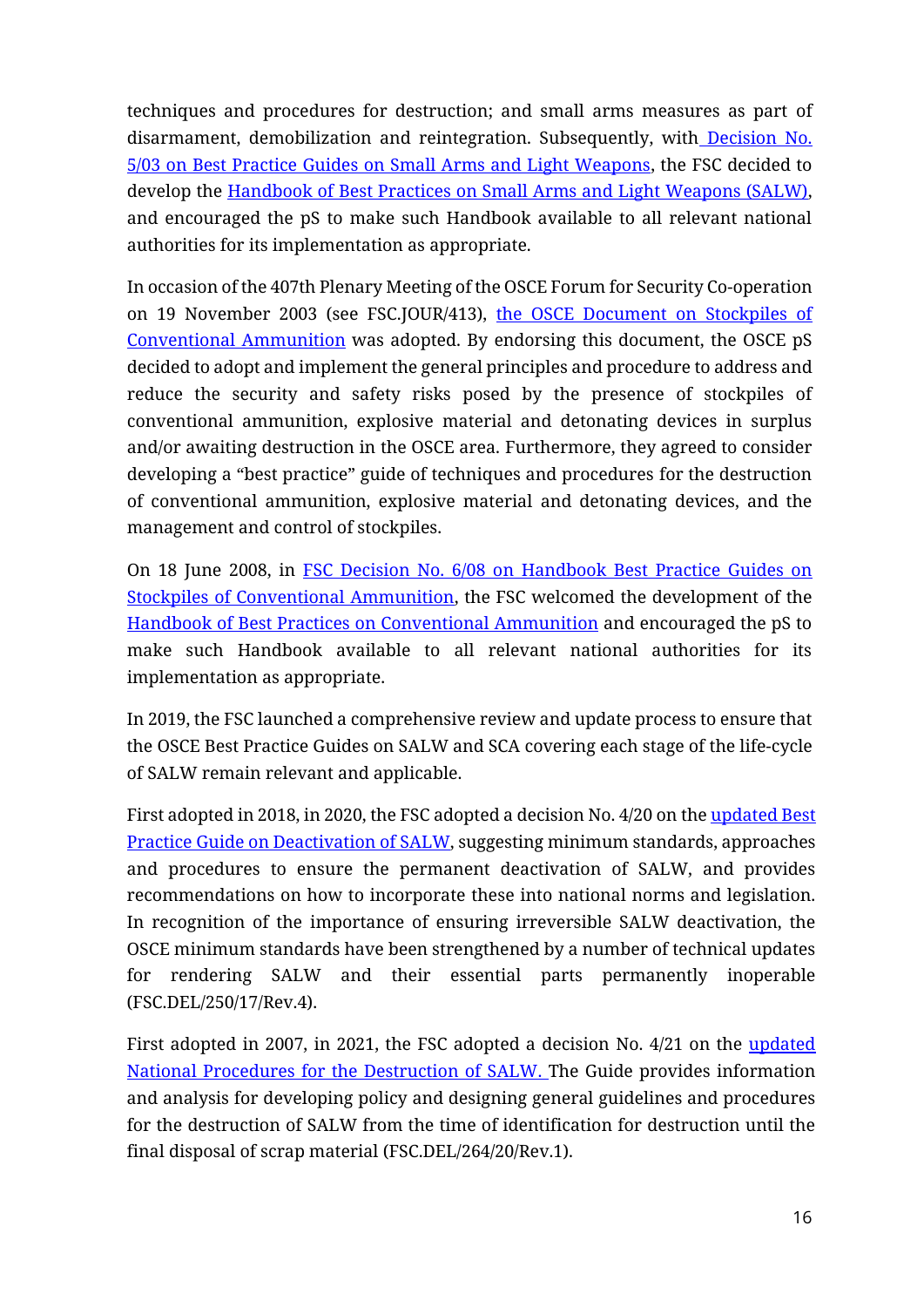techniques and procedures for destruction; and small arms measures as part of disarmament, demobilization and reintegration. Subsequently, with Decision No. 5/03 on Best Practice Guides on Small Arms and Light Weapons, the FSC decided to develop the Handbook of Best Practices on Small Arms and Light Weapons (SALW), and encouraged the pS to make such Handbook available to all relevant national authorities for its implementation as appropriate.

In occasion of the 407th Plenary Meeting of the OSCE Forum for Security Co-operation on 19 November 2003 (see FSC.JOUR/413), the OSCE Document on Stockpiles of Conventional Ammunition was adopted. By endorsing this document, the OSCE pS decided to adopt and implement the general principles and procedure to address and reduce the security and safety risks posed by the presence of stockpiles of conventional ammunition, explosive material and detonating devices in surplus and/or awaiting destruction in the OSCE area. Furthermore, they agreed to consider developing a "best practice" guide of techniques and procedures for the destruction of conventional ammunition, explosive material and detonating devices, and the management and control of stockpiles.

On 18 June 2008, in FSC Decision No. 6/08 on Handbook Best Practice Guides on Stockpiles of Conventional Ammunition, the FSC welcomed the development of the Handbook of Best Practices on Conventional Ammunition and encouraged the pS to make such Handbook available to all relevant national authorities for its implementation as appropriate.

In 2019, the FSC launched a comprehensive review and update process to ensure that the OSCE Best Practice Guides on SALW and SCA covering each stage of the life-cycle of SALW remain relevant and applicable.

First adopted in 2018, in 2020, the FSC adopted a decision No. 4/20 on the updated Best Practice Guide on Deactivation of SALW, suggesting minimum standards, approaches and procedures to ensure the permanent deactivation of SALW, and provides recommendations on how to incorporate these into national norms and legislation. In recognition of the importance of ensuring irreversible SALW deactivation, the OSCE minimum standards have been strengthened by a number of technical updates for rendering SALW and their essential parts permanently inoperable (FSC.DEL/250/17/Rev.4).

First adopted in 2007, in 2021, the FSC adopted a decision No. 4/21 on the updated National Procedures for the Destruction of SALW. The Guide provides information and analysis for developing policy and designing general guidelines and procedures for the destruction of SALW from the time of identification for destruction until the final disposal of scrap material (FSC.DEL/264/20/Rev.1).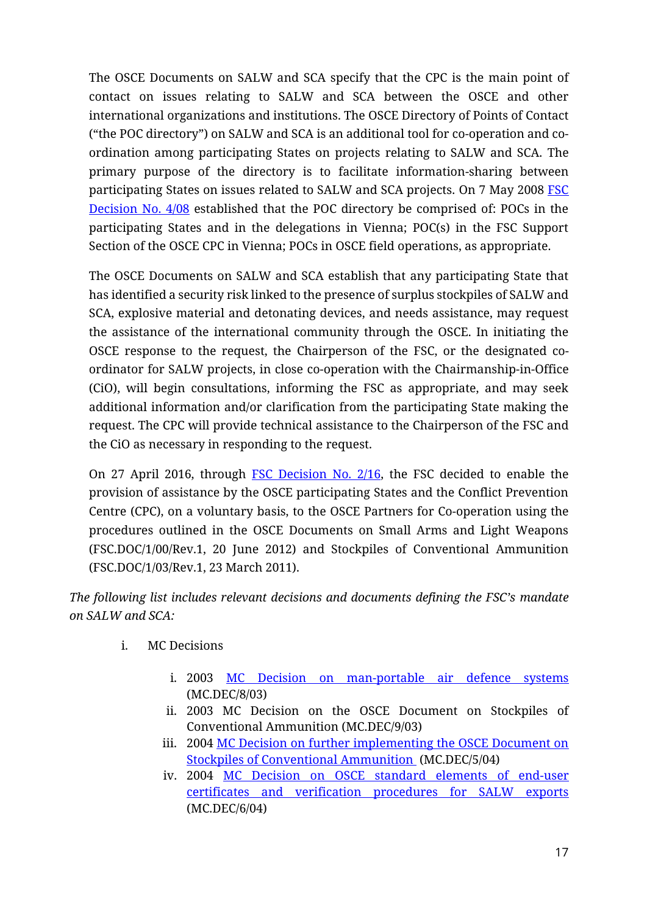The OSCE Documents on SALW and SCA specify that the CPC is the main point of contact on issues relating to SALW and SCA between the OSCE and other international organizations and institutions. The OSCE Directory of Points of Contact ("the POC directory") on SALW and SCA is an additional tool for co-operation and co-ordination among participating States on projects relating to SALW and SCA. The primary purpose of the directory is to facilitate information-sharing between participating States on issues related to SALW and SCA projects. On 7 May 2008 FSC Decision No. 4/08 established that the POC directory be comprised of: POCs in the participating States and in the delegations in Vienna; POC(s) in the FSC Support Section of the OSCE CPC in Vienna; POCs in OSCE field operations, as appropriate.

The OSCE Documents on SALW and SCA establish that any participating State that has identified a security risk linked to the presence of surplus stockpiles of SALW and SCA, explosive material and detonating devices, and needs assistance, may request the assistance of the international community through the OSCE. In initiating the OSCE response to the request, the Chairperson of the FSC, or the designated co-ordinator for SALW projects, in close co-operation with the Chairmanship-in-Office (CiO), will begin consultations, informing the FSC as appropriate, and may seek additional information and/or clarification from the participating State making the request. The CPC will provide technical assistance to the Chairperson of the FSC and the CiO as necessary in responding to the request.

On 27 April 2016, through FSC Decision No. 2/16, the FSC decided to enable the provision of assistance by the OSCE participating States and the Conflict Prevention Centre (CPC), on a voluntary basis, to the OSCE Partners for Co-operation using the procedures outlined in the OSCE Documents on Small Arms and Light Weapons (FSC.DOC/1/00/Rev.1, 20 June 2012) and Stockpiles of Conventional Ammunition (FSC.DOC/1/03/Rev.1, 23 March 2011).

*The following list includes relevant decisions and documents defining the FSC's mandate on SALW and SCA:*

i. MC Decisions

   i. 2003 MC Decision on man-portable air defence systems (MC.DEC/8/03)
   ii. 2003 MC Decision on the OSCE Document on Stockpiles of Conventional Ammunition (MC.DEC/9/03)
   iii. 2004 MC Decision on further implementing the OSCE Document on Stockpiles of Conventional Ammunition (MC.DEC/5/04)
   iv. 2004 MC Decision on OSCE standard elements of end-user certificates and verification procedures for SALW exports (MC.DEC/6/04)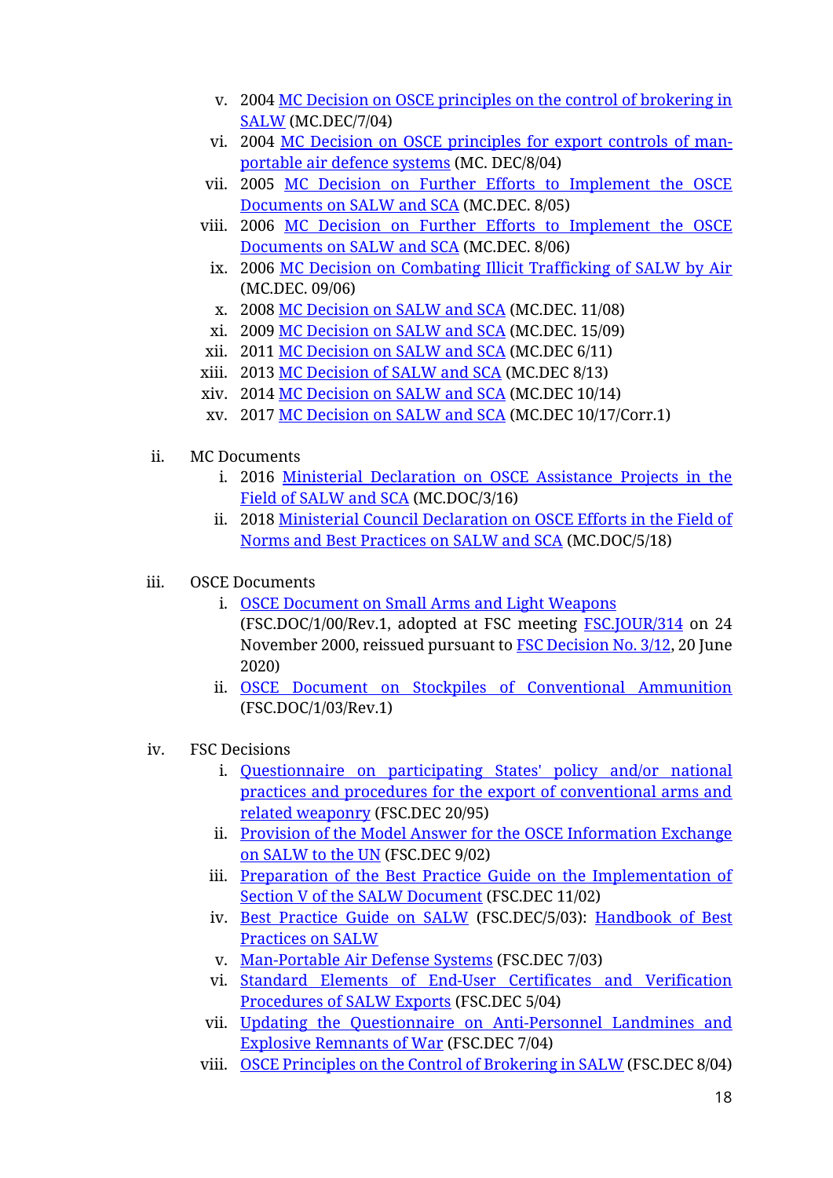v. 2004 MC Decision on OSCE principles on the control of brokering in SALW (MC.DEC/7/04)
   vi. 2004 MC Decision on OSCE principles for export controls of man-portable air defence systems (MC. DEC/8/04)
   vii. 2005 MC Decision on Further Efforts to Implement the OSCE Documents on SALW and SCA (MC.DEC. 8/05)
   viii. 2006 MC Decision on Further Efforts to Implement the OSCE Documents on SALW and SCA (MC.DEC. 8/06)
   ix. 2006 MC Decision on Combating Illicit Trafficking of SALW by Air (MC.DEC. 09/06)
   x. 2008 MC Decision on SALW and SCA (MC.DEC. 11/08)
   xi. 2009 MC Decision on SALW and SCA (MC.DEC. 15/09)
   xii. 2011 MC Decision on SALW and SCA (MC.DEC 6/11)
   xiii. 2013 MC Decision of SALW and SCA (MC.DEC 8/13)
   xiv. 2014 MC Decision on SALW and SCA (MC.DEC 10/14)
   xv. 2017 MC Decision on SALW and SCA (MC.DEC 10/17/Corr.1)

ii. MC Documents
   i. 2016 Ministerial Declaration on OSCE Assistance Projects in the Field of SALW and SCA (MC.DOC/3/16)
   ii. 2018 Ministerial Council Declaration on OSCE Efforts in the Field of Norms and Best Practices on SALW and SCA (MC.DOC/5/18)

iii. OSCE Documents
   i. OSCE Document on Small Arms and Light Weapons (FSC.DOC/1/00/Rev.1, adopted at FSC meeting FSC.JOUR/314 on 24 November 2000, reissued pursuant to FSC Decision No. 3/12, 20 June 2020)
   ii. OSCE Document on Stockpiles of Conventional Ammunition (FSC.DOC/1/03/Rev.1)

iv. FSC Decisions
   i. Questionnaire on participating States' policy and/or national practices and procedures for the export of conventional arms and related weaponry (FSC.DEC 20/95)
   ii. Provision of the Model Answer for the OSCE Information Exchange on SALW to the UN (FSC.DEC 9/02)
   iii. Preparation of the Best Practice Guide on the Implementation of Section V of the SALW Document (FSC.DEC 11/02)
   iv. Best Practice Guide on SALW (FSC.DEC/5/03): Handbook of Best Practices on SALW
   v. Man-Portable Air Defense Systems (FSC.DEC 7/03)
   vi. Standard Elements of End-User Certificates and Verification Procedures of SALW Exports (FSC.DEC 5/04)
   vii. Updating the Questionnaire on Anti-Personnel Landmines and Explosive Remnants of War (FSC.DEC 7/04)
   viii. OSCE Principles on the Control of Brokering in SALW (FSC.DEC 8/04)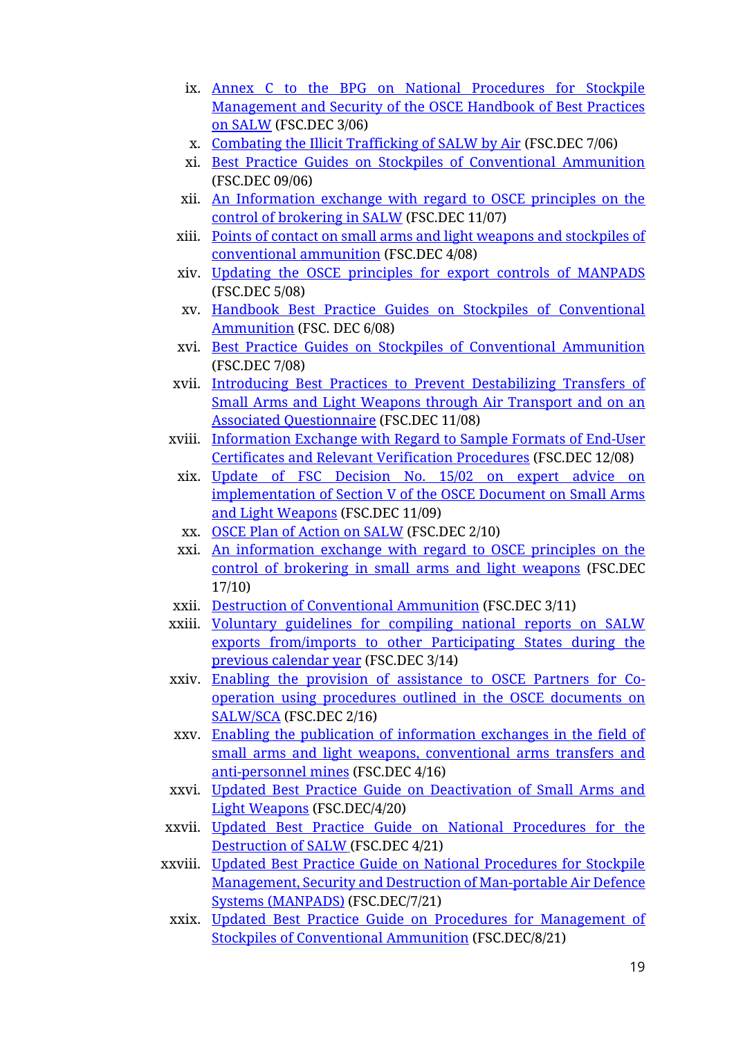ix. Annex C to the BPG on National Procedures for Stockpile Management and Security of the OSCE Handbook of Best Practices on SALW (FSC.DEC 3/06)
x. Combating the Illicit Trafficking of SALW by Air (FSC.DEC 7/06)
xi. Best Practice Guides on Stockpiles of Conventional Ammunition (FSC.DEC 09/06)
xii. An Information exchange with regard to OSCE principles on the control of brokering in SALW (FSC.DEC 11/07)
xiii. Points of contact on small arms and light weapons and stockpiles of conventional ammunition (FSC.DEC 4/08)
xiv. Updating the OSCE principles for export controls of MANPADS (FSC.DEC 5/08)
xv. Handbook Best Practice Guides on Stockpiles of Conventional Ammunition (FSC. DEC 6/08)
xvi. Best Practice Guides on Stockpiles of Conventional Ammunition (FSC.DEC 7/08)
xvii. Introducing Best Practices to Prevent Destabilizing Transfers of Small Arms and Light Weapons through Air Transport and on an Associated Questionnaire (FSC.DEC 11/08)
xviii. Information Exchange with Regard to Sample Formats of End-User Certificates and Relevant Verification Procedures (FSC.DEC 12/08)
xix. Update of FSC Decision No. 15/02 on expert advice on implementation of Section V of the OSCE Document on Small Arms and Light Weapons (FSC.DEC 11/09)
xx. OSCE Plan of Action on SALW (FSC.DEC 2/10)
xxi. An information exchange with regard to OSCE principles on the control of brokering in small arms and light weapons (FSC.DEC 17/10)
xxii. Destruction of Conventional Ammunition (FSC.DEC 3/11)
xxiii. Voluntary guidelines for compiling national reports on SALW exports from/imports to other Participating States during the previous calendar year (FSC.DEC 3/14)
xxiv. Enabling the provision of assistance to OSCE Partners for Co-operation using procedures outlined in the OSCE documents on SALW/SCA (FSC.DEC 2/16)
xxv. Enabling the publication of information exchanges in the field of small arms and light weapons, conventional arms transfers and anti-personnel mines (FSC.DEC 4/16)
xxvi. Updated Best Practice Guide on Deactivation of Small Arms and Light Weapons (FSC.DEC/4/20)
xxvii. Updated Best Practice Guide on National Procedures for the Destruction of SALW (FSC.DEC 4/21)
xxviii. Updated Best Practice Guide on National Procedures for Stockpile Management, Security and Destruction of Man-portable Air Defence Systems (MANPADS) (FSC.DEC/7/21)
xxix. Updated Best Practice Guide on Procedures for Management of Stockpiles of Conventional Ammunition (FSC.DEC/8/21)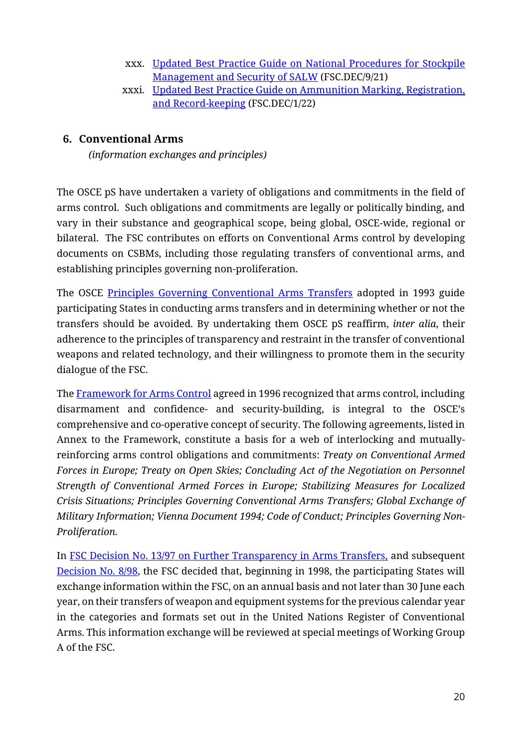xxx. [Updated Best Practice Guide on National Procedures for Stockpile Management and Security of SALW](#) (FSC.DEC/9/21)

xxxi. [Updated Best Practice Guide on Ammunition Marking, Registration, and Record-keeping](#) (FSC.DEC/1/22)

## 6. Conventional Arms

*(information exchanges and principles)*

The OSCE pS have undertaken a variety of obligations and commitments in the field of arms control. Such obligations and commitments are legally or politically binding, and vary in their substance and geographical scope, being global, OSCE-wide, regional or bilateral. The FSC contributes on efforts on Conventional Arms control by developing documents on CSBMs, including those regulating transfers of conventional arms, and establishing principles governing non-proliferation.

The OSCE [Principles Governing Conventional Arms Transfers](#) adopted in 1993 guide participating States in conducting arms transfers and in determining whether or not the transfers should be avoided. By undertaking them OSCE pS reaffirm, *inter alia*, their adherence to the principles of transparency and restraint in the transfer of conventional weapons and related technology, and their willingness to promote them in the security dialogue of the FSC.

The [Framework for Arms Control](#) agreed in 1996 recognized that arms control, including disarmament and confidence- and security-building, is integral to the OSCE's comprehensive and co-operative concept of security. The following agreements, listed in Annex to the Framework, constitute a basis for a web of interlocking and mutually-reinforcing arms control obligations and commitments: *Treaty on Conventional Armed Forces in Europe; Treaty on Open Skies; Concluding Act of the Negotiation on Personnel Strength of Conventional Armed Forces in Europe; Stabilizing Measures for Localized Crisis Situations; Principles Governing Conventional Arms Transfers; Global Exchange of Military Information; Vienna Document 1994; Code of Conduct; Principles Governing Non-Proliferation.*

In [FSC Decision No. 13/97 on Further Transparency in Arms Transfers,](#) and subsequent [Decision No. 8/98](#), the FSC decided that, beginning in 1998, the participating States will exchange information within the FSC, on an annual basis and not later than 30 June each year, on their transfers of weapon and equipment systems for the previous calendar year in the categories and formats set out in the United Nations Register of Conventional Arms. This information exchange will be reviewed at special meetings of Working Group A of the FSC.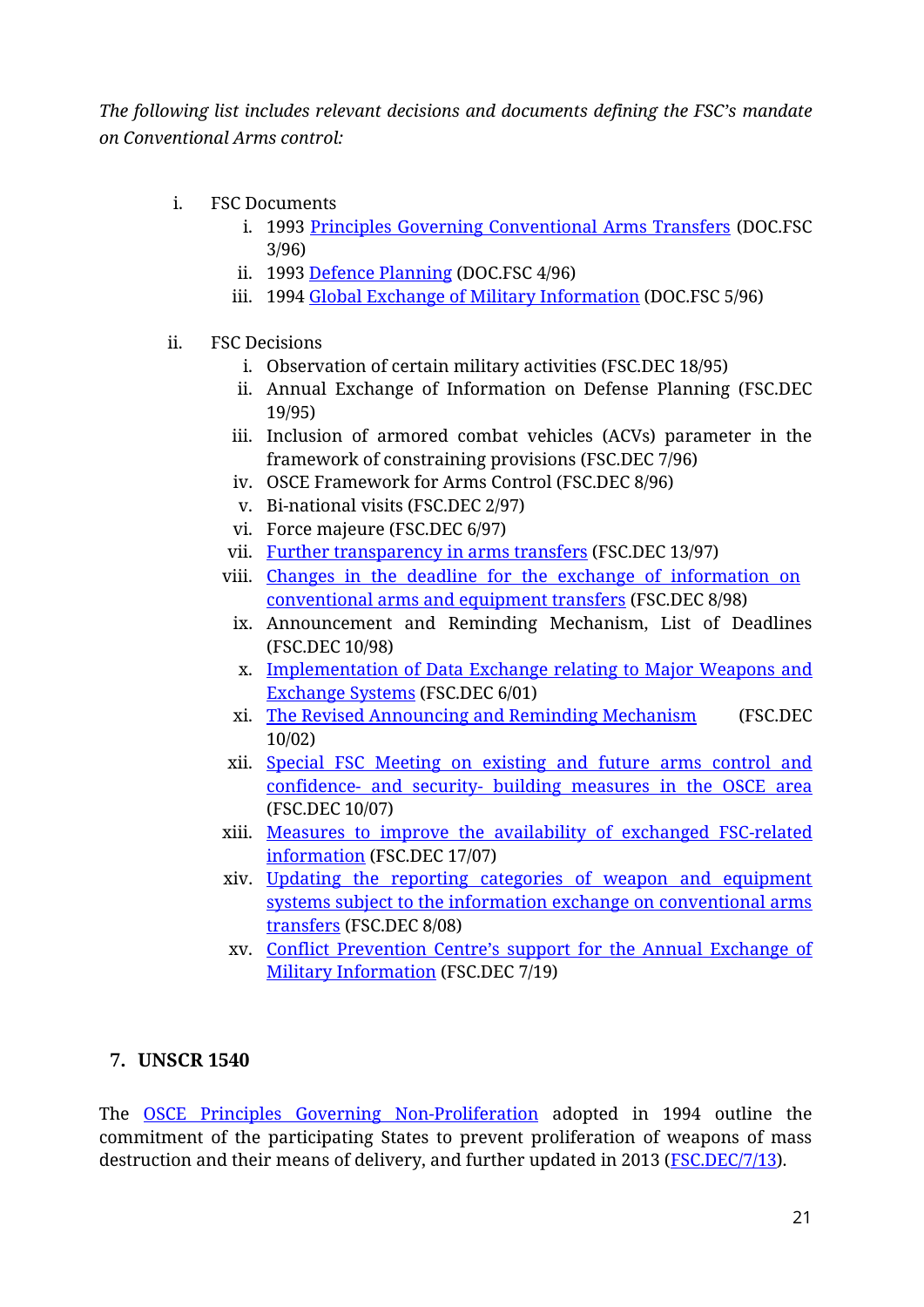*The following list includes relevant decisions and documents defining the FSC's mandate on Conventional Arms control:*

i. FSC Documents
   i. 1993 Principles Governing Conventional Arms Transfers (DOC.FSC 3/96)
   ii. 1993 Defence Planning (DOC.FSC 4/96)
   iii. 1994 Global Exchange of Military Information (DOC.FSC 5/96)

ii. FSC Decisions
   i. Observation of certain military activities (FSC.DEC 18/95)
   ii. Annual Exchange of Information on Defense Planning (FSC.DEC 19/95)
   iii. Inclusion of armored combat vehicles (ACVs) parameter in the framework of constraining provisions (FSC.DEC 7/96)
   iv. OSCE Framework for Arms Control (FSC.DEC 8/96)
   v. Bi-national visits (FSC.DEC 2/97)
   vi. Force majeure (FSC.DEC 6/97)
   vii. Further transparency in arms transfers (FSC.DEC 13/97)
   viii. Changes in the deadline for the exchange of information on conventional arms and equipment transfers (FSC.DEC 8/98)
   ix. Announcement and Reminding Mechanism, List of Deadlines (FSC.DEC 10/98)
   x. Implementation of Data Exchange relating to Major Weapons and Exchange Systems (FSC.DEC 6/01)
   xi. The Revised Announcing and Reminding Mechanism (FSC.DEC 10/02)
   xii. Special FSC Meeting on existing and future arms control and confidence- and security- building measures in the OSCE area (FSC.DEC 10/07)
   xiii. Measures to improve the availability of exchanged FSC-related information (FSC.DEC 17/07)
   xiv. Updating the reporting categories of weapon and equipment systems subject to the information exchange on conventional arms transfers (FSC.DEC 8/08)
   xv. Conflict Prevention Centre's support for the Annual Exchange of Military Information (FSC.DEC 7/19)

## 7. UNSCR 1540

The OSCE Principles Governing Non-Proliferation adopted in 1994 outline the commitment of the participating States to prevent proliferation of weapons of mass destruction and their means of delivery, and further updated in 2013 (FSC.DEC/7/13).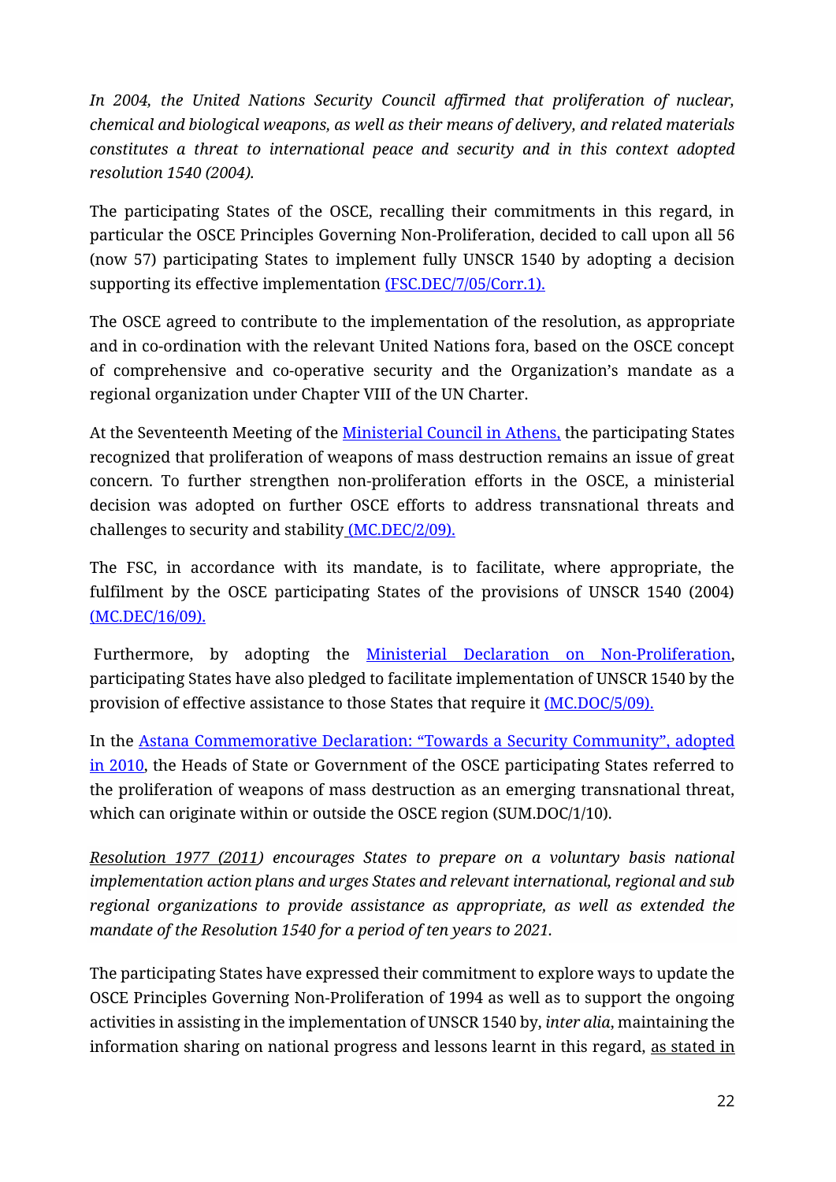*In 2004, the United Nations Security Council affirmed that proliferation of nuclear, chemical and biological weapons, as well as their means of delivery, and related materials constitutes a threat to international peace and security and in this context adopted resolution 1540 (2004).*

The participating States of the OSCE, recalling their commitments in this regard, in particular the OSCE Principles Governing Non-Proliferation, decided to call upon all 56 (now 57) participating States to implement fully UNSCR 1540 by adopting a decision supporting its effective implementation (FSC.DEC/7/05/Corr.1).

The OSCE agreed to contribute to the implementation of the resolution, as appropriate and in co-ordination with the relevant United Nations fora, based on the OSCE concept of comprehensive and co-operative security and the Organization's mandate as a regional organization under Chapter VIII of the UN Charter.

At the Seventeenth Meeting of the Ministerial Council in Athens, the participating States recognized that proliferation of weapons of mass destruction remains an issue of great concern. To further strengthen non-proliferation efforts in the OSCE, a ministerial decision was adopted on further OSCE efforts to address transnational threats and challenges to security and stability (MC.DEC/2/09).

The FSC, in accordance with its mandate, is to facilitate, where appropriate, the fulfilment by the OSCE participating States of the provisions of UNSCR 1540 (2004) (MC.DEC/16/09).

Furthermore, by adopting the Ministerial Declaration on Non-Proliferation, participating States have also pledged to facilitate implementation of UNSCR 1540 by the provision of effective assistance to those States that require it (MC.DOC/5/09).

In the Astana Commemorative Declaration: "Towards a Security Community", adopted in 2010, the Heads of State or Government of the OSCE participating States referred to the proliferation of weapons of mass destruction as an emerging transnational threat, which can originate within or outside the OSCE region (SUM.DOC/1/10).

*Resolution 1977 (2011) encourages States to prepare on a voluntary basis national implementation action plans and urges States and relevant international, regional and sub regional organizations to provide assistance as appropriate, as well as extended the mandate of the Resolution 1540 for a period of ten years to 2021.*

The participating States have expressed their commitment to explore ways to update the OSCE Principles Governing Non-Proliferation of 1994 as well as to support the ongoing activities in assisting in the implementation of UNSCR 1540 by, *inter alia*, maintaining the information sharing on national progress and lessons learnt in this regard, as stated in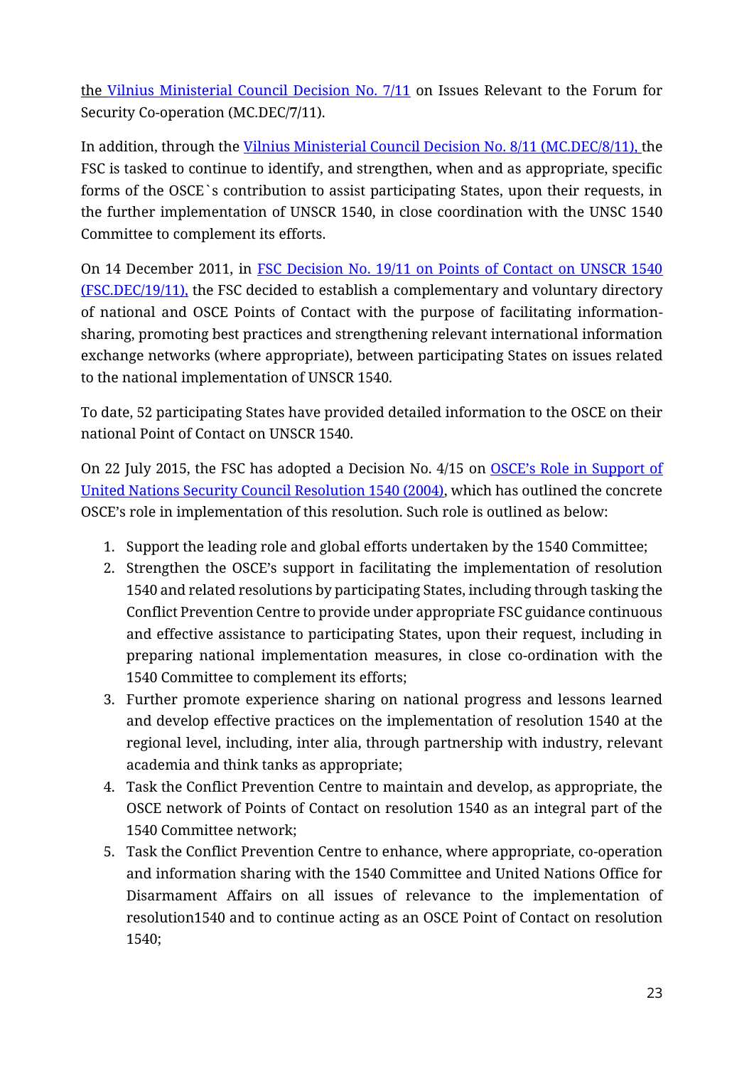the Vilnius Ministerial Council Decision No. 7/11 on Issues Relevant to the Forum for Security Co-operation (MC.DEC/7/11).

In addition, through the Vilnius Ministerial Council Decision No. 8/11 (MC.DEC/8/11), the FSC is tasked to continue to identify, and strengthen, when and as appropriate, specific forms of the OSCE`s contribution to assist participating States, upon their requests, in the further implementation of UNSCR 1540, in close coordination with the UNSC 1540 Committee to complement its efforts.

On 14 December 2011, in FSC Decision No. 19/11 on Points of Contact on UNSCR 1540 (FSC.DEC/19/11), the FSC decided to establish a complementary and voluntary directory of national and OSCE Points of Contact with the purpose of facilitating information-sharing, promoting best practices and strengthening relevant international information exchange networks (where appropriate), between participating States on issues related to the national implementation of UNSCR 1540.

To date, 52 participating States have provided detailed information to the OSCE on their national Point of Contact on UNSCR 1540.

On 22 July 2015, the FSC has adopted a Decision No. 4/15 on OSCE's Role in Support of United Nations Security Council Resolution 1540 (2004), which has outlined the concrete OSCE's role in implementation of this resolution. Such role is outlined as below:

1. Support the leading role and global efforts undertaken by the 1540 Committee;
2. Strengthen the OSCE's support in facilitating the implementation of resolution 1540 and related resolutions by participating States, including through tasking the Conflict Prevention Centre to provide under appropriate FSC guidance continuous and effective assistance to participating States, upon their request, including in preparing national implementation measures, in close co-ordination with the 1540 Committee to complement its efforts;
3. Further promote experience sharing on national progress and lessons learned and develop effective practices on the implementation of resolution 1540 at the regional level, including, inter alia, through partnership with industry, relevant academia and think tanks as appropriate;
4. Task the Conflict Prevention Centre to maintain and develop, as appropriate, the OSCE network of Points of Contact on resolution 1540 as an integral part of the 1540 Committee network;
5. Task the Conflict Prevention Centre to enhance, where appropriate, co-operation and information sharing with the 1540 Committee and United Nations Office for Disarmament Affairs on all issues of relevance to the implementation of resolution1540 and to continue acting as an OSCE Point of Contact on resolution 1540;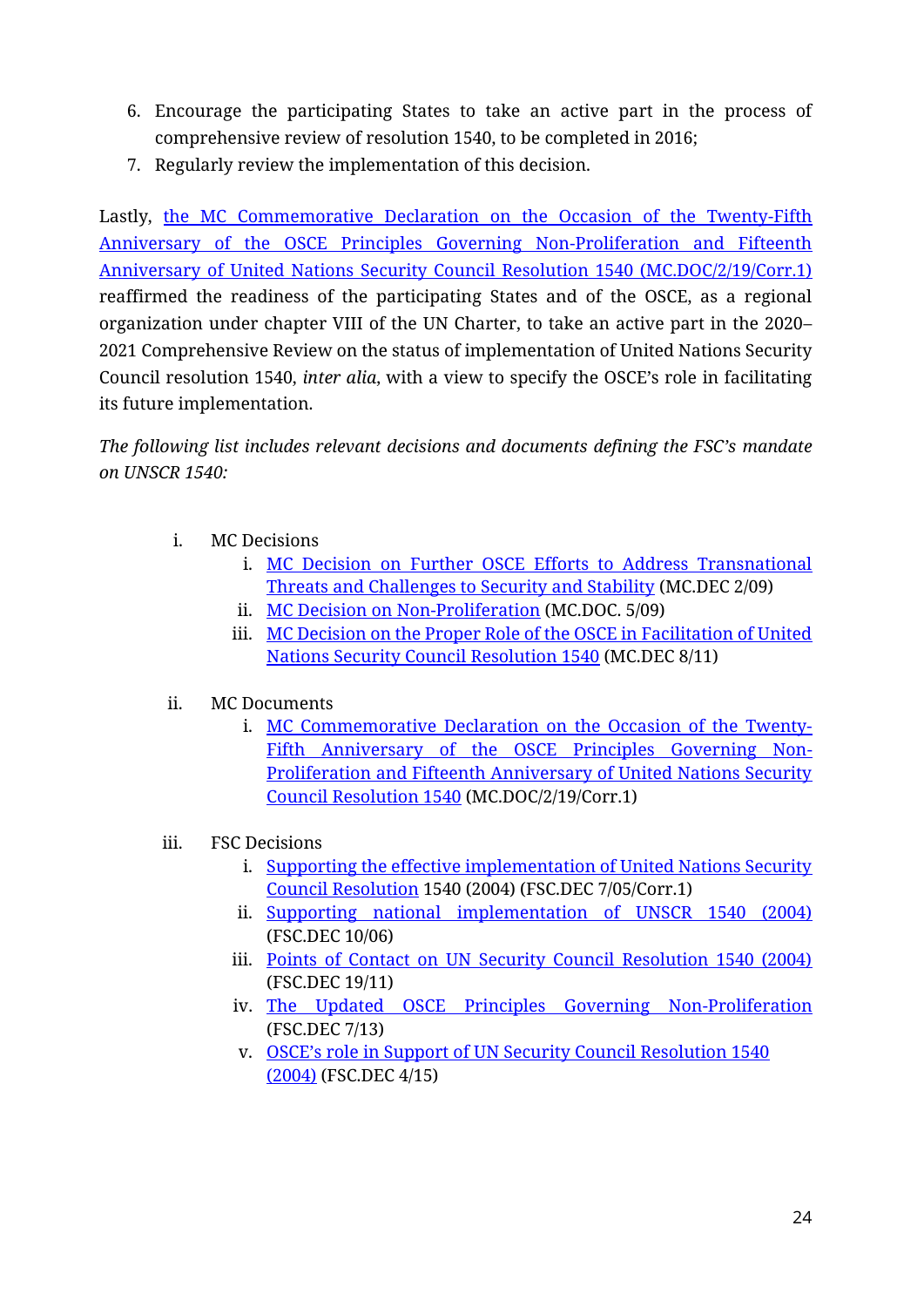6. Encourage the participating States to take an active part in the process of comprehensive review of resolution 1540, to be completed in 2016;
7. Regularly review the implementation of this decision.

Lastly, the MC Commemorative Declaration on the Occasion of the Twenty-Fifth Anniversary of the OSCE Principles Governing Non-Proliferation and Fifteenth Anniversary of United Nations Security Council Resolution 1540 (MC.DOC/2/19/Corr.1) reaffirmed the readiness of the participating States and of the OSCE, as a regional organization under chapter VIII of the UN Charter, to take an active part in the 2020–2021 Comprehensive Review on the status of implementation of United Nations Security Council resolution 1540, *inter alia*, with a view to specify the OSCE's role in facilitating its future implementation.

*The following list includes relevant decisions and documents defining the FSC's mandate on UNSCR 1540:*

i. MC Decisions
   i. MC Decision on Further OSCE Efforts to Address Transnational Threats and Challenges to Security and Stability (MC.DEC 2/09)
   ii. MC Decision on Non-Proliferation (MC.DOC. 5/09)
   iii. MC Decision on the Proper Role of the OSCE in Facilitation of United Nations Security Council Resolution 1540 (MC.DEC 8/11)

ii. MC Documents
   i. MC Commemorative Declaration on the Occasion of the Twenty-Fifth Anniversary of the OSCE Principles Governing Non-Proliferation and Fifteenth Anniversary of United Nations Security Council Resolution 1540 (MC.DOC/2/19/Corr.1)

iii. FSC Decisions
   i. Supporting the effective implementation of United Nations Security Council Resolution 1540 (2004) (FSC.DEC 7/05/Corr.1)
   ii. Supporting national implementation of UNSCR 1540 (2004) (FSC.DEC 10/06)
   iii. Points of Contact on UN Security Council Resolution 1540 (2004) (FSC.DEC 19/11)
   iv. The Updated OSCE Principles Governing Non-Proliferation (FSC.DEC 7/13)
   v. OSCE's role in Support of UN Security Council Resolution 1540 (2004) (FSC.DEC 4/15)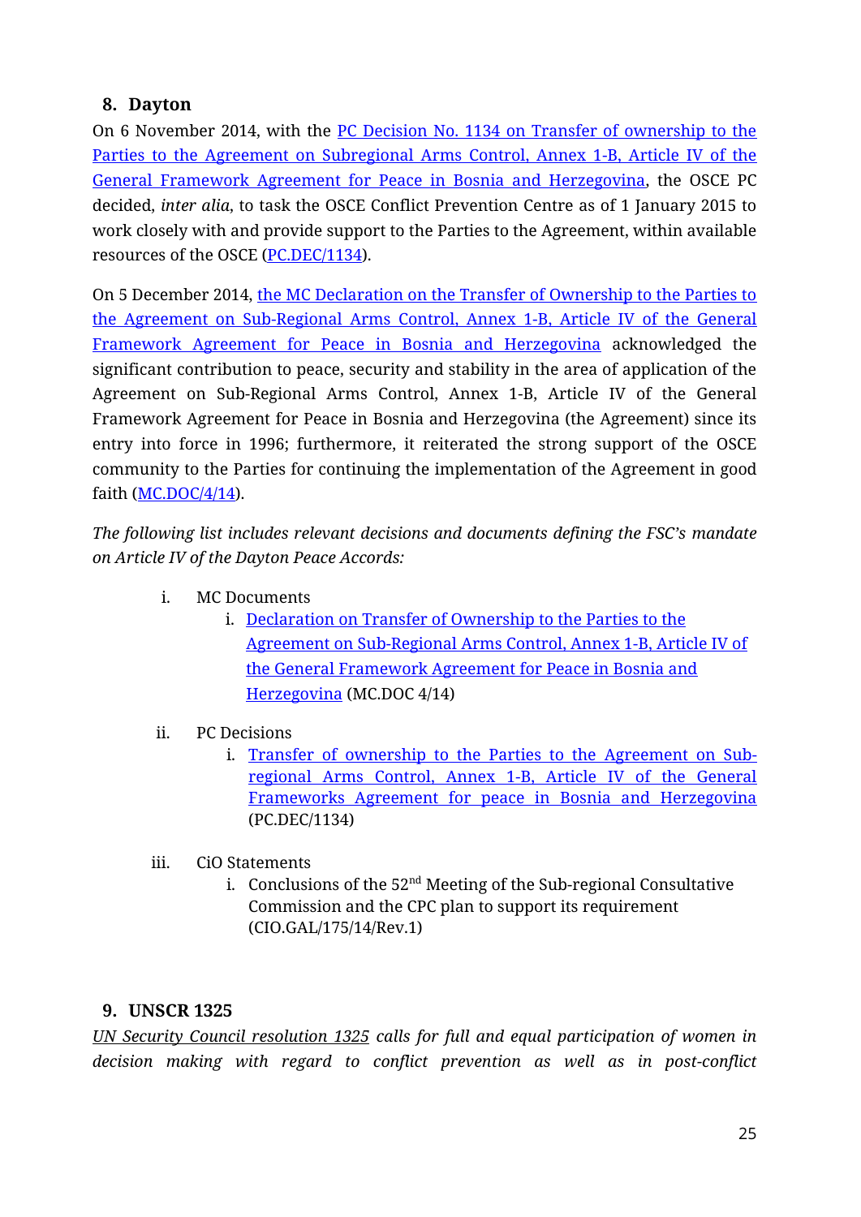## 8. Dayton

On 6 November 2014, with the PC Decision No. 1134 on Transfer of ownership to the Parties to the Agreement on Subregional Arms Control, Annex 1-B, Article IV of the General Framework Agreement for Peace in Bosnia and Herzegovina, the OSCE PC decided, *inter alia*, to task the OSCE Conflict Prevention Centre as of 1 January 2015 to work closely with and provide support to the Parties to the Agreement, within available resources of the OSCE (PC.DEC/1134).

On 5 December 2014, the MC Declaration on the Transfer of Ownership to the Parties to the Agreement on Sub-Regional Arms Control, Annex 1-B, Article IV of the General Framework Agreement for Peace in Bosnia and Herzegovina acknowledged the significant contribution to peace, security and stability in the area of application of the Agreement on Sub-Regional Arms Control, Annex 1-B, Article IV of the General Framework Agreement for Peace in Bosnia and Herzegovina (the Agreement) since its entry into force in 1996; furthermore, it reiterated the strong support of the OSCE community to the Parties for continuing the implementation of the Agreement in good faith (MC.DOC/4/14).

*The following list includes relevant decisions and documents defining the FSC's mandate on Article IV of the Dayton Peace Accords:*

i. MC Documents
   i. Declaration on Transfer of Ownership to the Parties to the Agreement on Sub-Regional Arms Control, Annex 1-B, Article IV of the General Framework Agreement for Peace in Bosnia and Herzegovina (MC.DOC 4/14)

ii. PC Decisions
   i. Transfer of ownership to the Parties to the Agreement on Sub-regional Arms Control, Annex 1-B, Article IV of the General Frameworks Agreement for peace in Bosnia and Herzegovina (PC.DEC/1134)

iii. CiO Statements
   i. Conclusions of the 52nd Meeting of the Sub-regional Consultative Commission and the CPC plan to support its requirement (CIO.GAL/175/14/Rev.1)

## 9. UNSCR 1325

*UN Security Council resolution 1325 calls for full and equal participation of women in decision making with regard to conflict prevention as well as in post-conflict*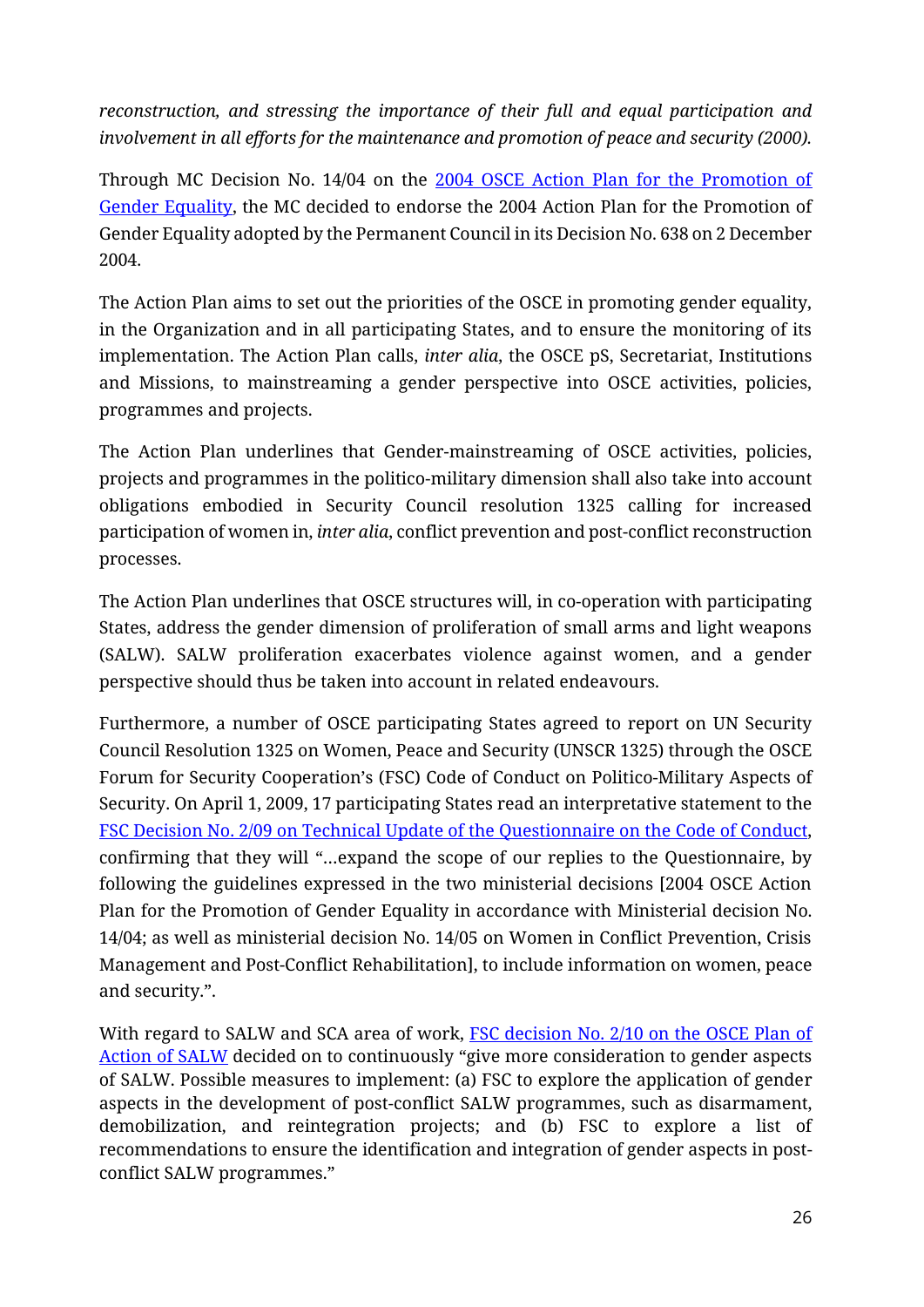*reconstruction, and stressing the importance of their full and equal participation and involvement in all efforts for the maintenance and promotion of peace and security (2000).*

Through MC Decision No. 14/04 on the [2004 OSCE Action Plan for the Promotion of Gender Equality](), the MC decided to endorse the 2004 Action Plan for the Promotion of Gender Equality adopted by the Permanent Council in its Decision No. 638 on 2 December 2004.

The Action Plan aims to set out the priorities of the OSCE in promoting gender equality, in the Organization and in all participating States, and to ensure the monitoring of its implementation. The Action Plan calls, *inter alia*, the OSCE pS, Secretariat, Institutions and Missions, to mainstreaming a gender perspective into OSCE activities, policies, programmes and projects.

The Action Plan underlines that Gender-mainstreaming of OSCE activities, policies, projects and programmes in the politico-military dimension shall also take into account obligations embodied in Security Council resolution 1325 calling for increased participation of women in, *inter alia*, conflict prevention and post-conflict reconstruction processes.

The Action Plan underlines that OSCE structures will, in co-operation with participating States, address the gender dimension of proliferation of small arms and light weapons (SALW). SALW proliferation exacerbates violence against women, and a gender perspective should thus be taken into account in related endeavours.

Furthermore, a number of OSCE participating States agreed to report on UN Security Council Resolution 1325 on Women, Peace and Security (UNSCR 1325) through the OSCE Forum for Security Cooperation's (FSC) Code of Conduct on Politico-Military Aspects of Security. On April 1, 2009, 17 participating States read an interpretative statement to the [FSC Decision No. 2/09 on Technical Update of the Questionnaire on the Code of Conduct](), confirming that they will "…expand the scope of our replies to the Questionnaire, by following the guidelines expressed in the two ministerial decisions [2004 OSCE Action Plan for the Promotion of Gender Equality in accordance with Ministerial decision No. 14/04; as well as ministerial decision No. 14/05 on Women in Conflict Prevention, Crisis Management and Post-Conflict Rehabilitation], to include information on women, peace and security.".

With regard to SALW and SCA area of work, [FSC decision No. 2/10 on the OSCE Plan of Action of SALW]() decided on to continuously "give more consideration to gender aspects of SALW. Possible measures to implement: (a) FSC to explore the application of gender aspects in the development of post-conflict SALW programmes, such as disarmament, demobilization, and reintegration projects; and (b) FSC to explore a list of recommendations to ensure the identification and integration of gender aspects in post-conflict SALW programmes."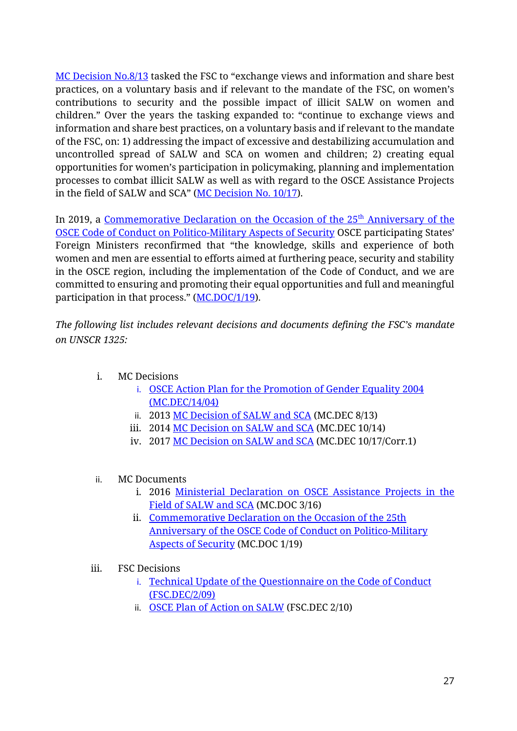MC Decision No.8/13 tasked the FSC to "exchange views and information and share best practices, on a voluntary basis and if relevant to the mandate of the FSC, on women's contributions to security and the possible impact of illicit SALW on women and children." Over the years the tasking expanded to: "continue to exchange views and information and share best practices, on a voluntary basis and if relevant to the mandate of the FSC, on: 1) addressing the impact of excessive and destabilizing accumulation and uncontrolled spread of SALW and SCA on women and children; 2) creating equal opportunities for women's participation in policymaking, planning and implementation processes to combat illicit SALW as well as with regard to the OSCE Assistance Projects in the field of SALW and SCA" (MC Decision No. 10/17).

In 2019, a Commemorative Declaration on the Occasion of the 25th Anniversary of the OSCE Code of Conduct on Politico-Military Aspects of Security OSCE participating States' Foreign Ministers reconfirmed that "the knowledge, skills and experience of both women and men are essential to efforts aimed at furthering peace, security and stability in the OSCE region, including the implementation of the Code of Conduct, and we are committed to ensuring and promoting their equal opportunities and full and meaningful participation in that process." (MC.DOC/1/19).

*The following list includes relevant decisions and documents defining the FSC's mandate on UNSCR 1325:*

i. MC Decisions
    i. OSCE Action Plan for the Promotion of Gender Equality 2004 (MC.DEC/14/04)
    ii. 2013 MC Decision of SALW and SCA (MC.DEC 8/13)
    iii. 2014 MC Decision on SALW and SCA (MC.DEC 10/14)
    iv. 2017 MC Decision on SALW and SCA (MC.DEC 10/17/Corr.1)

ii. MC Documents
    i. 2016 Ministerial Declaration on OSCE Assistance Projects in the Field of SALW and SCA (MC.DOC 3/16)
    ii. Commemorative Declaration on the Occasion of the 25th Anniversary of the OSCE Code of Conduct on Politico-Military Aspects of Security (MC.DOC 1/19)

iii. FSC Decisions
    i. Technical Update of the Questionnaire on the Code of Conduct (FSC.DEC/2/09)
    ii. OSCE Plan of Action on SALW (FSC.DEC 2/10)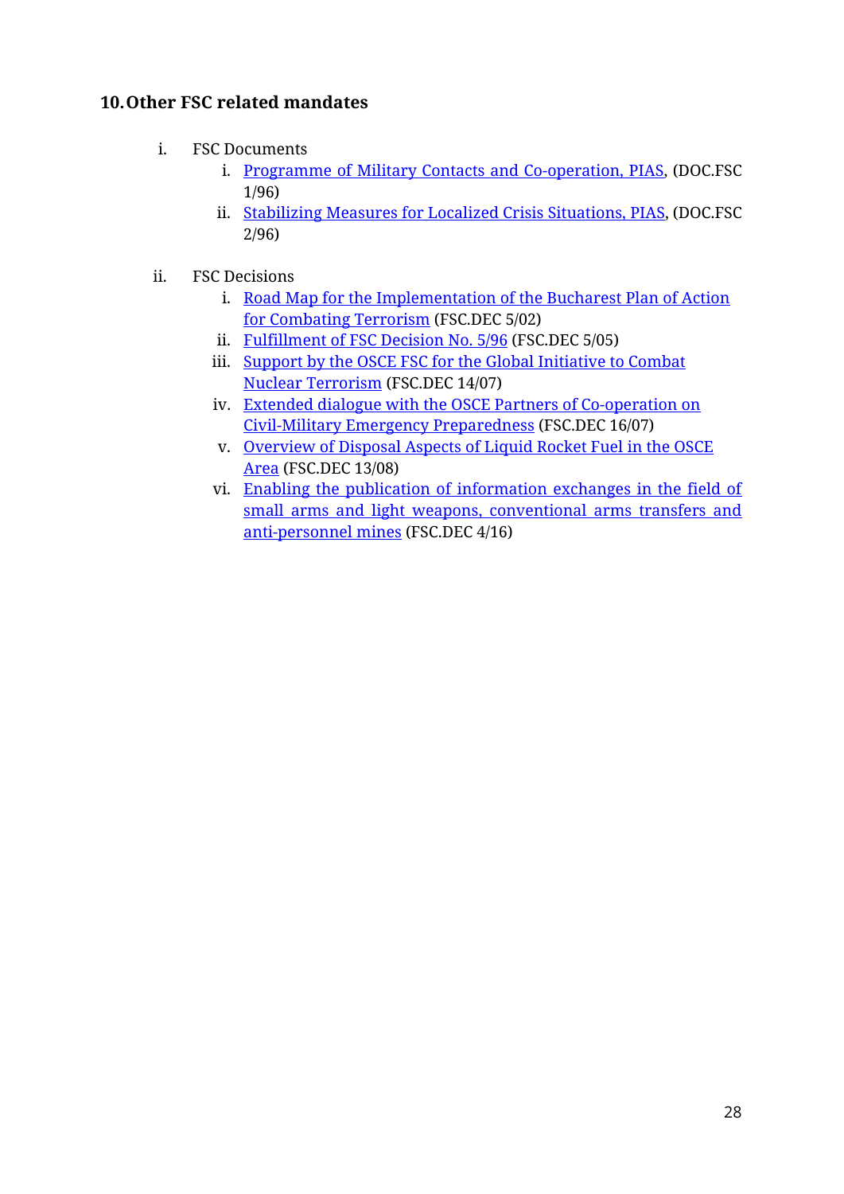## 10. Other FSC related mandates

i. FSC Documents
   i. Programme of Military Contacts and Co-operation, PIAS, (DOC.FSC 1/96)
   ii. Stabilizing Measures for Localized Crisis Situations, PIAS, (DOC.FSC 2/96)

ii. FSC Decisions
   i. Road Map for the Implementation of the Bucharest Plan of Action for Combating Terrorism (FSC.DEC 5/02)
   ii. Fulfillment of FSC Decision No. 5/96 (FSC.DEC 5/05)
   iii. Support by the OSCE FSC for the Global Initiative to Combat Nuclear Terrorism (FSC.DEC 14/07)
   iv. Extended dialogue with the OSCE Partners of Co-operation on Civil-Military Emergency Preparedness (FSC.DEC 16/07)
   v. Overview of Disposal Aspects of Liquid Rocket Fuel in the OSCE Area (FSC.DEC 13/08)
   vi. Enabling the publication of information exchanges in the field of small arms and light weapons, conventional arms transfers and anti-personnel mines (FSC.DEC 4/16)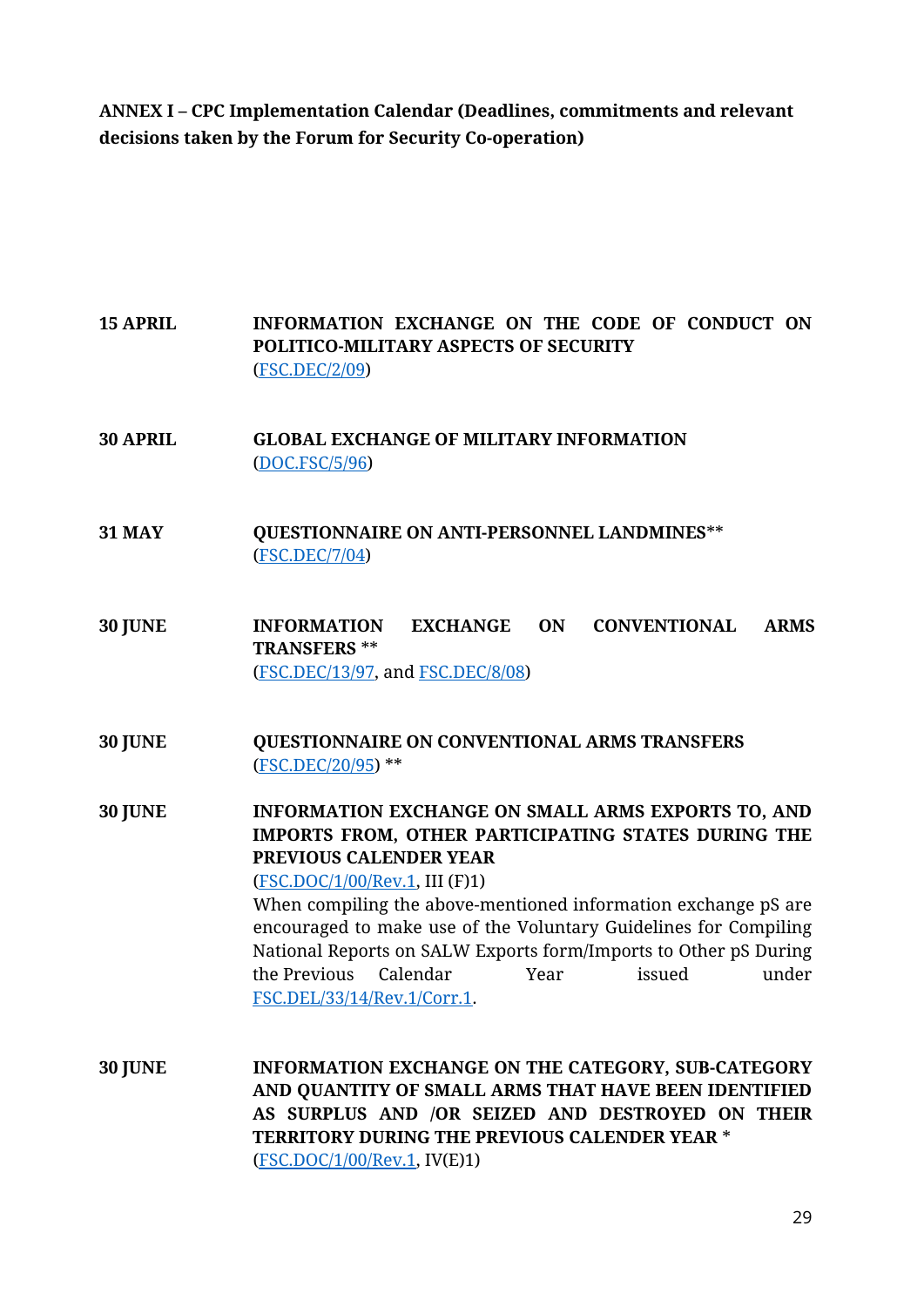**ANNEX I – CPC Implementation Calendar (Deadlines, commitments and relevant decisions taken by the Forum for Security Co-operation)**

**15 APRIL** — **INFORMATION EXCHANGE ON THE CODE OF CONDUCT ON POLITICO-MILITARY ASPECTS OF SECURITY**
(FSC.DEC/2/09)

**30 APRIL** — **GLOBAL EXCHANGE OF MILITARY INFORMATION**
(DOC.FSC/5/96)

**31 MAY** — **QUESTIONNAIRE ON ANTI-PERSONNEL LANDMINES****
(FSC.DEC/7/04)

**30 JUNE** — **INFORMATION EXCHANGE ON CONVENTIONAL ARMS TRANSFERS ****
(FSC.DEC/13/97, and FSC.DEC/8/08)

**30 JUNE** — **QUESTIONNAIRE ON CONVENTIONAL ARMS TRANSFERS**
(FSC.DEC/20/95) **

**30 JUNE** — **INFORMATION EXCHANGE ON SMALL ARMS EXPORTS TO, AND IMPORTS FROM, OTHER PARTICIPATING STATES DURING THE PREVIOUS CALENDER YEAR**
(FSC.DOC/1/00/Rev.1, III (F)1)
When compiling the above-mentioned information exchange pS are encouraged to make use of the Voluntary Guidelines for Compiling National Reports on SALW Exports form/Imports to Other pS During the Previous Calendar Year issued under FSC.DEL/33/14/Rev.1/Corr.1.

**30 JUNE** — **INFORMATION EXCHANGE ON THE CATEGORY, SUB-CATEGORY AND QUANTITY OF SMALL ARMS THAT HAVE BEEN IDENTIFIED AS SURPLUS AND /OR SEIZED AND DESTROYED ON THEIR TERRITORY DURING THE PREVIOUS CALENDER YEAR ***
(FSC.DOC/1/00/Rev.1, IV(E)1)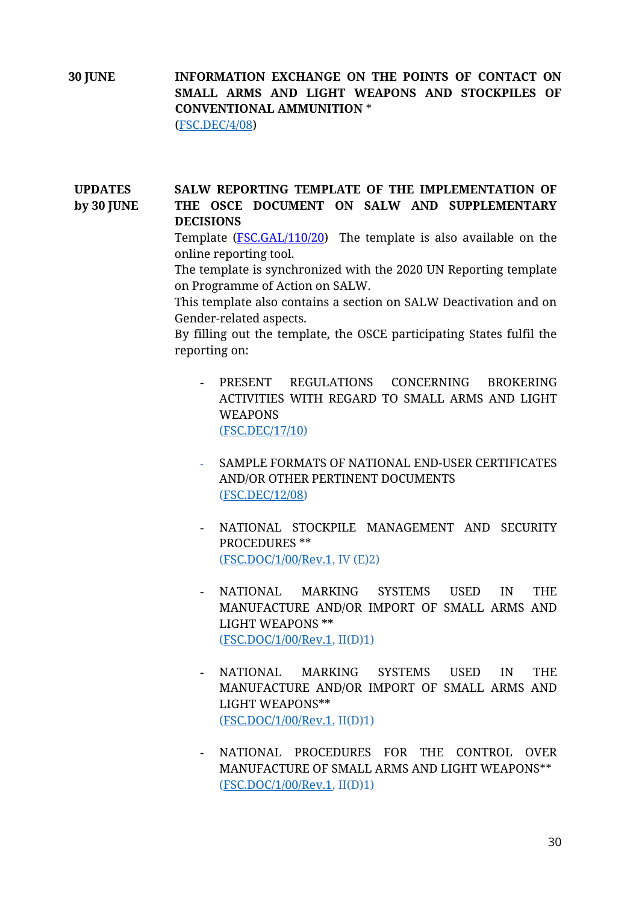**30 JUNE** **INFORMATION EXCHANGE ON THE POINTS OF CONTACT ON SMALL ARMS AND LIGHT WEAPONS AND STOCKPILES OF CONVENTIONAL AMMUNITION \***
(FSC.DEC/4/08)

**UPDATES by 30 JUNE** **SALW REPORTING TEMPLATE OF THE IMPLEMENTATION OF THE OSCE DOCUMENT ON SALW AND SUPPLEMENTARY DECISIONS**

Template (FSC.GAL/110/20) The template is also available on the online reporting tool.

The template is synchronized with the 2020 UN Reporting template on Programme of Action on SALW.

This template also contains a section on SALW Deactivation and on Gender-related aspects.

By filling out the template, the OSCE participating States fulfil the reporting on:

- PRESENT REGULATIONS CONCERNING BROKERING ACTIVITIES WITH REGARD TO SMALL ARMS AND LIGHT WEAPONS
  (FSC.DEC/17/10)

- SAMPLE FORMATS OF NATIONAL END-USER CERTIFICATES AND/OR OTHER PERTINENT DOCUMENTS
  (FSC.DEC/12/08)

- NATIONAL STOCKPILE MANAGEMENT AND SECURITY PROCEDURES \*\*
  (FSC.DOC/1/00/Rev.1, IV (E)2)

- NATIONAL MARKING SYSTEMS USED IN THE MANUFACTURE AND/OR IMPORT OF SMALL ARMS AND LIGHT WEAPONS \*\*
  (FSC.DOC/1/00/Rev.1, II(D)1)

- NATIONAL MARKING SYSTEMS USED IN THE MANUFACTURE AND/OR IMPORT OF SMALL ARMS AND LIGHT WEAPONS\*\*
  (FSC.DOC/1/00/Rev.1, II(D)1)

- NATIONAL PROCEDURES FOR THE CONTROL OVER MANUFACTURE OF SMALL ARMS AND LIGHT WEAPONS\*\*
  (FSC.DOC/1/00/Rev.1, II(D)1)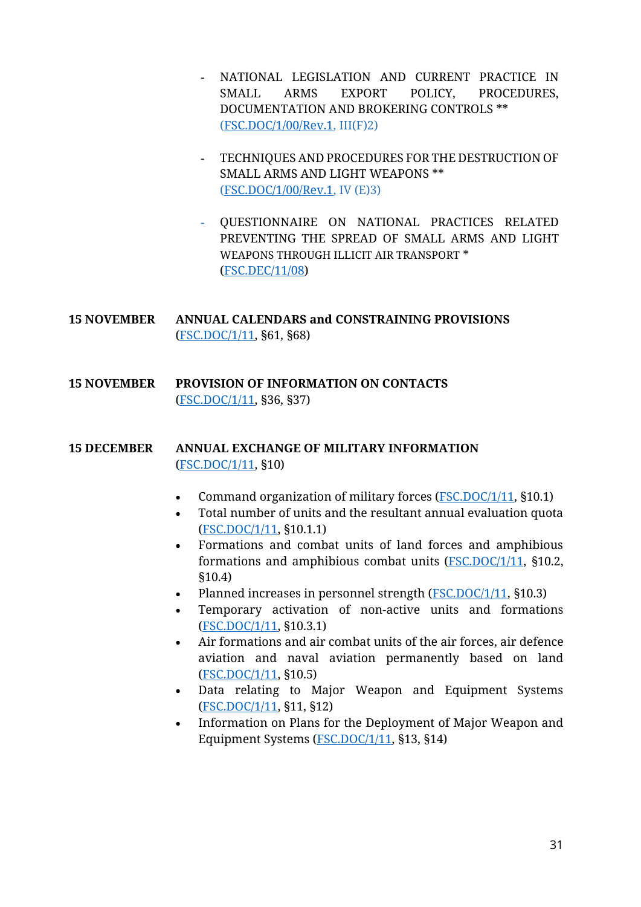- NATIONAL LEGISLATION AND CURRENT PRACTICE IN SMALL ARMS EXPORT POLICY, PROCEDURES, DOCUMENTATION AND BROKERING CONTROLS **
  (FSC.DOC/1/00/Rev.1, III(F)2)

- TECHNIQUES AND PROCEDURES FOR THE DESTRUCTION OF SMALL ARMS AND LIGHT WEAPONS **
  (FSC.DOC/1/00/Rev.1, IV (E)3)

- QUESTIONNAIRE ON NATIONAL PRACTICES RELATED PREVENTING THE SPREAD OF SMALL ARMS AND LIGHT WEAPONS THROUGH ILLICIT AIR TRANSPORT *
  (FSC.DEC/11/08)

**15 NOVEMBER** **ANNUAL CALENDARS and CONSTRAINING PROVISIONS**
(FSC.DOC/1/11, §61, §68)

**15 NOVEMBER** **PROVISION OF INFORMATION ON CONTACTS**
(FSC.DOC/1/11, §36, §37)

**15 DECEMBER** **ANNUAL EXCHANGE OF MILITARY INFORMATION**
(FSC.DOC/1/11, §10)

- Command organization of military forces (FSC.DOC/1/11, §10.1)
- Total number of units and the resultant annual evaluation quota (FSC.DOC/1/11, §10.1.1)
- Formations and combat units of land forces and amphibious formations and amphibious combat units (FSC.DOC/1/11, §10.2, §10.4)
- Planned increases in personnel strength (FSC.DOC/1/11, §10.3)
- Temporary activation of non-active units and formations (FSC.DOC/1/11, §10.3.1)
- Air formations and air combat units of the air forces, air defence aviation and naval aviation permanently based on land (FSC.DOC/1/11, §10.5)
- Data relating to Major Weapon and Equipment Systems (FSC.DOC/1/11, §11, §12)
- Information on Plans for the Deployment of Major Weapon and Equipment Systems (FSC.DOC/1/11, §13, §14)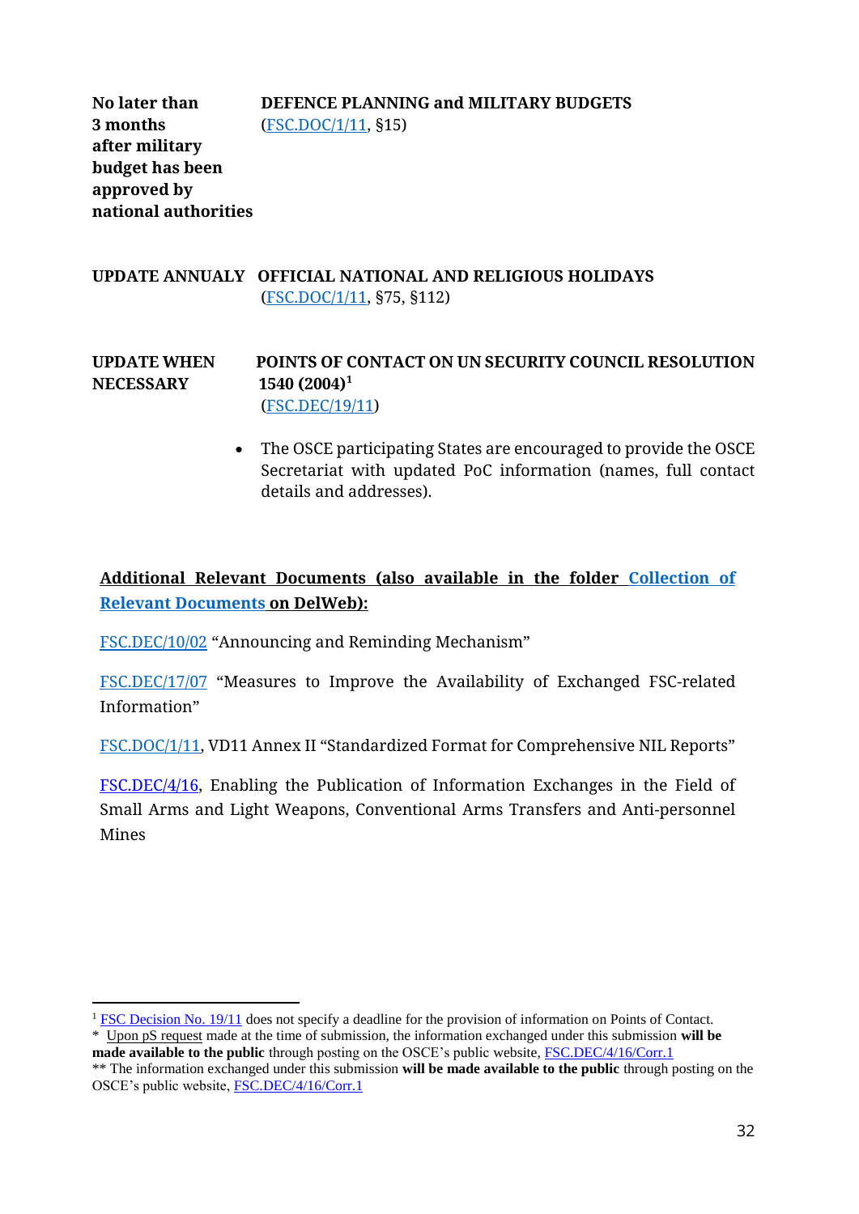**No later than 3 months after military budget has been approved by national authorities** — **DEFENCE PLANNING and MILITARY BUDGETS** (FSC.DOC/1/11, §15)

**UPDATE ANNUALY** — **OFFICIAL NATIONAL AND RELIGIOUS HOLIDAYS** (FSC.DOC/1/11, §75, §112)

**UPDATE WHEN NECESSARY** — **POINTS OF CONTACT ON UN SECURITY COUNCIL RESOLUTION 1540 (2004)**[1] (FSC.DEC/19/11)

- The OSCE participating States are encouraged to provide the OSCE Secretariat with updated PoC information (names, full contact details and addresses).

**Additional Relevant Documents (also available in the folder Collection of Relevant Documents on DelWeb):**

FSC.DEC/10/02 "Announcing and Reminding Mechanism"

FSC.DEC/17/07 "Measures to Improve the Availability of Exchanged FSC-related Information"

FSC.DOC/1/11, VD11 Annex II "Standardized Format for Comprehensive NIL Reports"

FSC.DEC/4/16, Enabling the Publication of Information Exchanges in the Field of Small Arms and Light Weapons, Conventional Arms Transfers and Anti-personnel Mines

---

[1] FSC Decision No. 19/11 does not specify a deadline for the provision of information on Points of Contact.

\* Upon pS request made at the time of submission, the information exchanged under this submission **will be made available to the public** through posting on the OSCE's public website, FSC.DEC/4/16/Corr.1

\*\* The information exchanged under this submission **will be made available to the public** through posting on the OSCE's public website, FSC.DEC/4/16/Corr.1